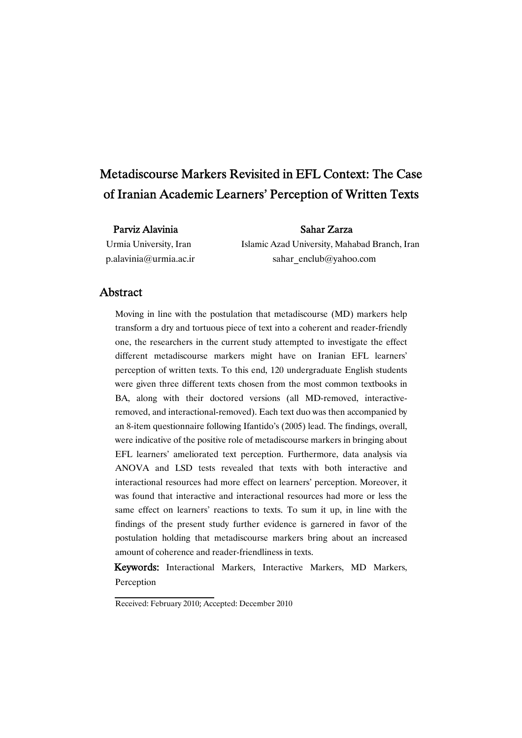# Metadiscourse Markers Revisited in EFL Context: The Case of Iranian Academic Learners' Perception of Written Texts

**Parviz Alavinia**
Urmia University, Iran
p.alavinia@urmia.ac.ir

**Sahar Zarza**
Islamic Azad University, Mahabad Branch, Iran
sahar_enclub@yahoo.com

## Abstract

Moving in line with the postulation that metadiscourse (MD) markers help transform a dry and tortuous piece of text into a coherent and reader-friendly one, the researchers in the current study attempted to investigate the effect different metadiscourse markers might have on Iranian EFL learners' perception of written texts. To this end, 120 undergraduate English students were given three different texts chosen from the most common textbooks in BA, along with their doctored versions (all MD-removed, interactive-removed, and interactional-removed). Each text duo was then accompanied by an 8-item questionnaire following Ifantido's (2005) lead. The findings, overall, were indicative of the positive role of metadiscourse markers in bringing about EFL learners' ameliorated text perception. Furthermore, data analysis via ANOVA and LSD tests revealed that texts with both interactive and interactional resources had more effect on learners' perception. Moreover, it was found that interactive and interactional resources had more or less the same effect on learners' reactions to texts. To sum it up, in line with the findings of the present study further evidence is garnered in favor of the postulation holding that metadiscourse markers bring about an increased amount of coherence and reader-friendliness in texts.

**Keywords:** Interactional Markers, Interactive Markers, MD Markers, Perception

Received: February 2010; Accepted: December 2010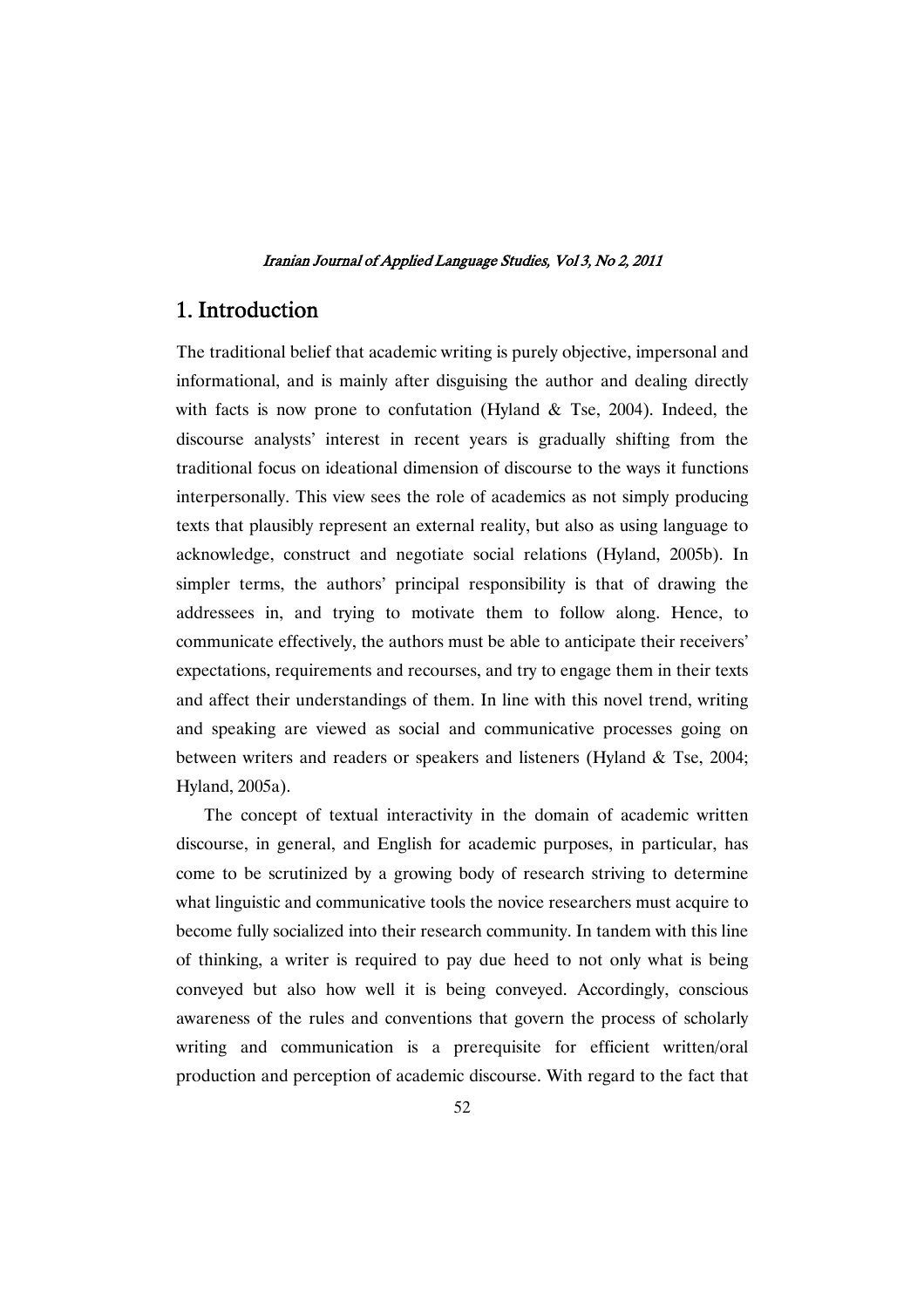# 1. Introduction

The traditional belief that academic writing is purely objective, impersonal and informational, and is mainly after disguising the author and dealing directly with facts is now prone to confutation (Hyland & Tse, 2004). Indeed, the discourse analysts' interest in recent years is gradually shifting from the traditional focus on ideational dimension of discourse to the ways it functions interpersonally. This view sees the role of academics as not simply producing texts that plausibly represent an external reality, but also as using language to acknowledge, construct and negotiate social relations (Hyland, 2005b). In simpler terms, the authors' principal responsibility is that of drawing the addressees in, and trying to motivate them to follow along. Hence, to communicate effectively, the authors must be able to anticipate their receivers' expectations, requirements and recourses, and try to engage them in their texts and affect their understandings of them. In line with this novel trend, writing and speaking are viewed as social and communicative processes going on between writers and readers or speakers and listeners (Hyland & Tse, 2004; Hyland, 2005a).

The concept of textual interactivity in the domain of academic written discourse, in general, and English for academic purposes, in particular, has come to be scrutinized by a growing body of research striving to determine what linguistic and communicative tools the novice researchers must acquire to become fully socialized into their research community. In tandem with this line of thinking, a writer is required to pay due heed to not only what is being conveyed but also how well it is being conveyed. Accordingly, conscious awareness of the rules and conventions that govern the process of scholarly writing and communication is a prerequisite for efficient written/oral production and perception of academic discourse. With regard to the fact that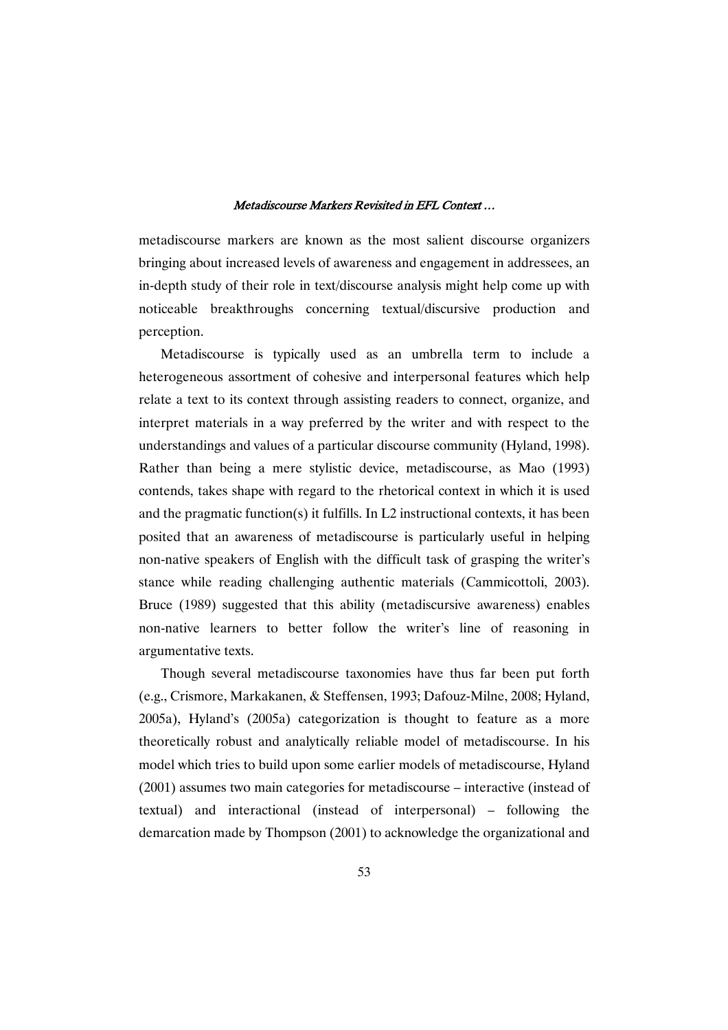metadiscourse markers are known as the most salient discourse organizers bringing about increased levels of awareness and engagement in addressees, an in-depth study of their role in text/discourse analysis might help come up with noticeable breakthroughs concerning textual/discursive production and perception.

Metadiscourse is typically used as an umbrella term to include a heterogeneous assortment of cohesive and interpersonal features which help relate a text to its context through assisting readers to connect, organize, and interpret materials in a way preferred by the writer and with respect to the understandings and values of a particular discourse community (Hyland, 1998). Rather than being a mere stylistic device, metadiscourse, as Mao (1993) contends, takes shape with regard to the rhetorical context in which it is used and the pragmatic function(s) it fulfills. In L2 instructional contexts, it has been posited that an awareness of metadiscourse is particularly useful in helping non-native speakers of English with the difficult task of grasping the writer's stance while reading challenging authentic materials (Cammicottoli, 2003). Bruce (1989) suggested that this ability (metadiscursive awareness) enables non-native learners to better follow the writer's line of reasoning in argumentative texts.

Though several metadiscourse taxonomies have thus far been put forth (e.g., Crismore, Markakanen, & Steffensen, 1993; Dafouz-Milne, 2008; Hyland, 2005a), Hyland's (2005a) categorization is thought to feature as a more theoretically robust and analytically reliable model of metadiscourse. In his model which tries to build upon some earlier models of metadiscourse, Hyland (2001) assumes two main categories for metadiscourse – interactive (instead of textual) and interactional (instead of interpersonal) – following the demarcation made by Thompson (2001) to acknowledge the organizational and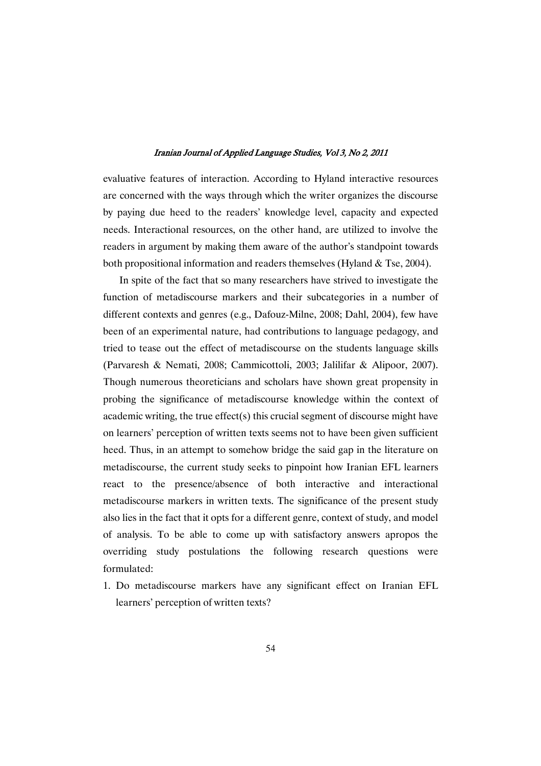evaluative features of interaction. According to Hyland interactive resources are concerned with the ways through which the writer organizes the discourse by paying due heed to the readers' knowledge level, capacity and expected needs. Interactional resources, on the other hand, are utilized to involve the readers in argument by making them aware of the author's standpoint towards both propositional information and readers themselves (Hyland & Tse, 2004).

In spite of the fact that so many researchers have strived to investigate the function of metadiscourse markers and their subcategories in a number of different contexts and genres (e.g., Dafouz-Milne, 2008; Dahl, 2004), few have been of an experimental nature, had contributions to language pedagogy, and tried to tease out the effect of metadiscourse on the students language skills (Parvaresh & Nemati, 2008; Cammicottoli, 2003; Jalilifar & Alipoor, 2007). Though numerous theoreticians and scholars have shown great propensity in probing the significance of metadiscourse knowledge within the context of academic writing, the true effect(s) this crucial segment of discourse might have on learners' perception of written texts seems not to have been given sufficient heed. Thus, in an attempt to somehow bridge the said gap in the literature on metadiscourse, the current study seeks to pinpoint how Iranian EFL learners react to the presence/absence of both interactive and interactional metadiscourse markers in written texts. The significance of the present study also lies in the fact that it opts for a different genre, context of study, and model of analysis. To be able to come up with satisfactory answers apropos the overriding study postulations the following research questions were formulated:

1. Do metadiscourse markers have any significant effect on Iranian EFL learners' perception of written texts?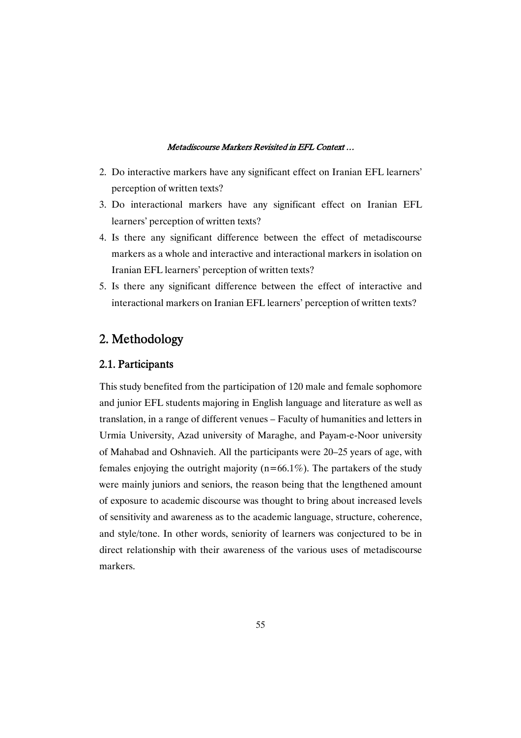2. Do interactive markers have any significant effect on Iranian EFL learners' perception of written texts?
3. Do interactional markers have any significant effect on Iranian EFL learners' perception of written texts?
4. Is there any significant difference between the effect of metadiscourse markers as a whole and interactive and interactional markers in isolation on Iranian EFL learners' perception of written texts?
5. Is there any significant difference between the effect of interactive and interactional markers on Iranian EFL learners' perception of written texts?

## 2. Methodology

### 2.1. Participants

This study benefited from the participation of 120 male and female sophomore and junior EFL students majoring in English language and literature as well as translation, in a range of different venues – Faculty of humanities and letters in Urmia University, Azad university of Maraghe, and Payam-e-Noor university of Mahabad and Oshnavieh. All the participants were 20–25 years of age, with females enjoying the outright majority (n=66.1%). The partakers of the study were mainly juniors and seniors, the reason being that the lengthened amount of exposure to academic discourse was thought to bring about increased levels of sensitivity and awareness as to the academic language, structure, coherence, and style/tone. In other words, seniority of learners was conjectured to be in direct relationship with their awareness of the various uses of metadiscourse markers.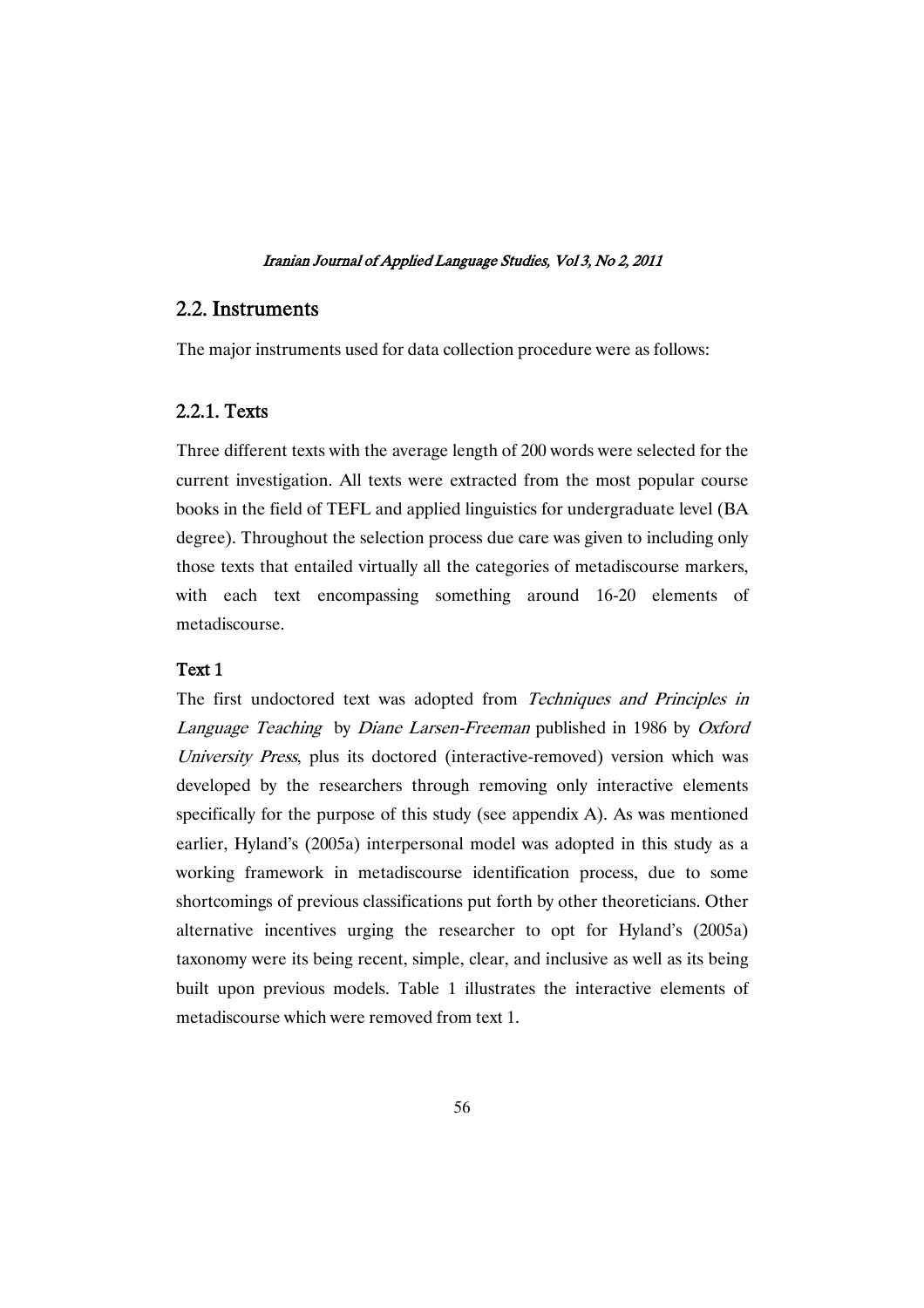## 2.2. Instruments

The major instruments used for data collection procedure were as follows:

### 2.2.1. Texts

Three different texts with the average length of 200 words were selected for the current investigation. All texts were extracted from the most popular course books in the field of TEFL and applied linguistics for undergraduate level (BA degree). Throughout the selection process due care was given to including only those texts that entailed virtually all the categories of metadiscourse markers, with each text encompassing something around 16-20 elements of metadiscourse.

#### Text 1

The first undoctored text was adopted from *Techniques and Principles in Language Teaching* by *Diane Larsen-Freeman* published in 1986 by *Oxford University Press*, plus its doctored (interactive-removed) version which was developed by the researchers through removing only interactive elements specifically for the purpose of this study (see appendix A). As was mentioned earlier, Hyland's (2005a) interpersonal model was adopted in this study as a working framework in metadiscourse identification process, due to some shortcomings of previous classifications put forth by other theoreticians. Other alternative incentives urging the researcher to opt for Hyland's (2005a) taxonomy were its being recent, simple, clear, and inclusive as well as its being built upon previous models. Table 1 illustrates the interactive elements of metadiscourse which were removed from text 1.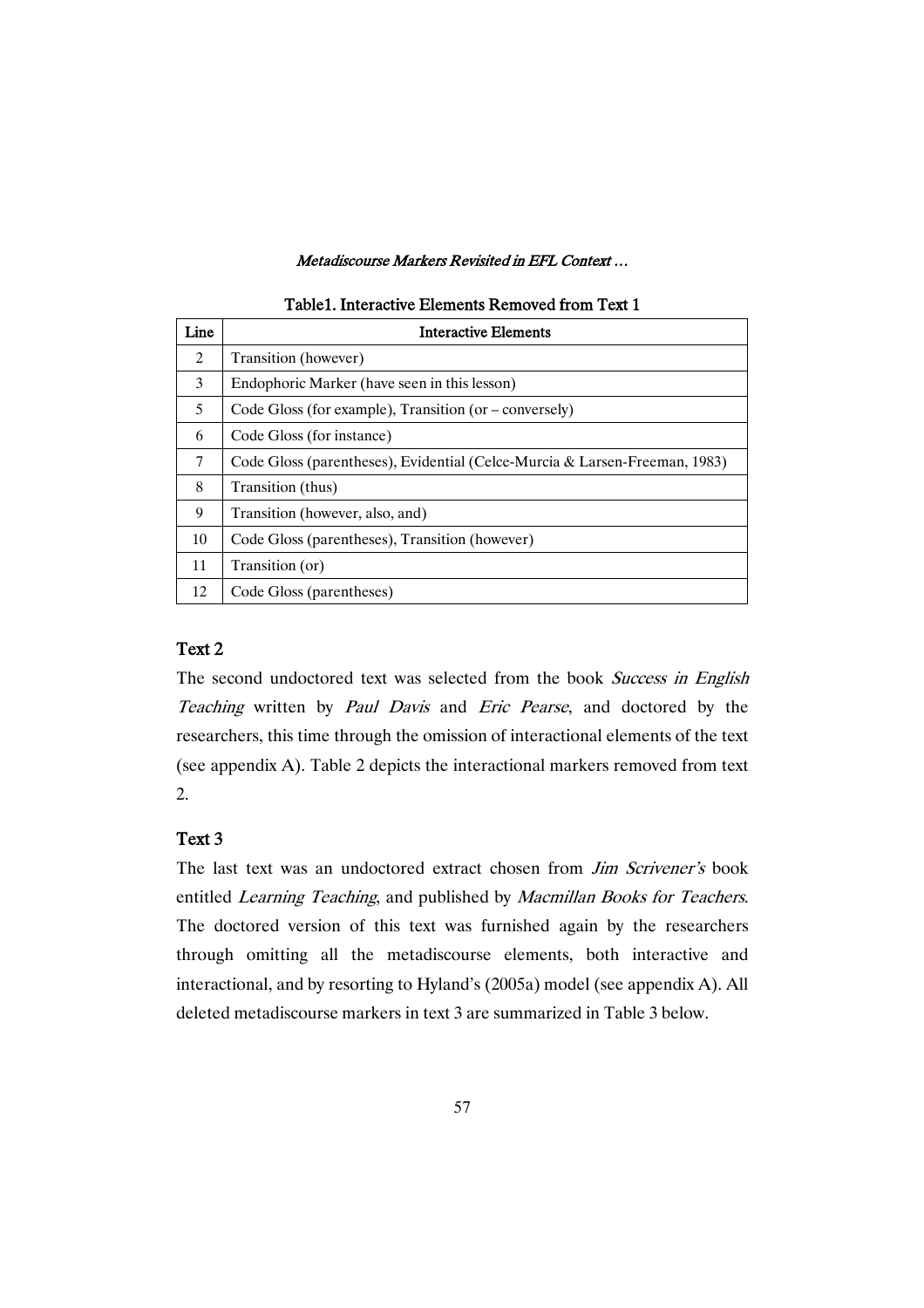**Table1. Interactive Elements Removed from Text 1**

| Line | Interactive Elements |
|---|---|
| 2 | Transition (however) |
| 3 | Endophoric Marker (have seen in this lesson) |
| 5 | Code Gloss (for example), Transition (or – conversely) |
| 6 | Code Gloss (for instance) |
| 7 | Code Gloss (parentheses), Evidential (Celce-Murcia & Larsen-Freeman, 1983) |
| 8 | Transition (thus) |
| 9 | Transition (however, also, and) |
| 10 | Code Gloss (parentheses), Transition (however) |
| 11 | Transition (or) |
| 12 | Code Gloss (parentheses) |

### Text 2

The second undoctored text was selected from the book *Success in English Teaching* written by *Paul Davis* and *Eric Pearse*, and doctored by the researchers, this time through the omission of interactional elements of the text (see appendix A). Table 2 depicts the interactional markers removed from text 2.

### Text 3

The last text was an undoctored extract chosen from *Jim Scrivener's* book entitled *Learning Teaching*, and published by *Macmillan Books for Teachers*. The doctored version of this text was furnished again by the researchers through omitting all the metadiscourse elements, both interactive and interactional, and by resorting to Hyland's (2005a) model (see appendix A). All deleted metadiscourse markers in text 3 are summarized in Table 3 below.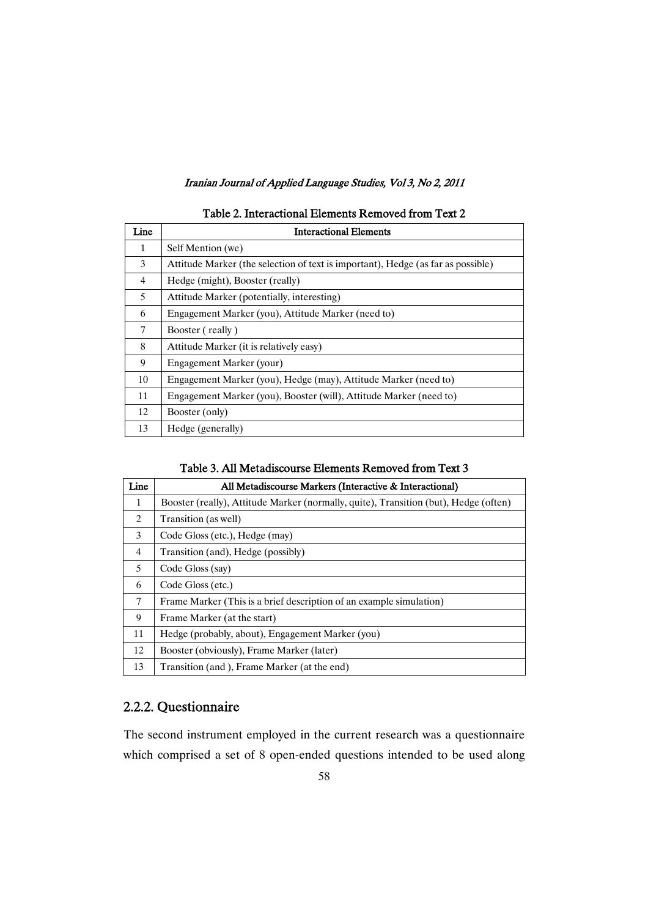Table 2. Interactional Elements Removed from Text 2

| Line | Interactional Elements |
|---|---|
| 1 | Self Mention (we) |
| 3 | Attitude Marker (the selection of text is important), Hedge (as far as possible) |
| 4 | Hedge (might), Booster (really) |
| 5 | Attitude Marker (potentially, interesting) |
| 6 | Engagement Marker (you), Attitude Marker (need to) |
| 7 | Booster ( really ) |
| 8 | Attitude Marker (it is relatively easy) |
| 9 | Engagement Marker (your) |
| 10 | Engagement Marker (you), Hedge (may), Attitude Marker (need to) |
| 11 | Engagement Marker (you), Booster (will), Attitude Marker (need to) |
| 12 | Booster (only) |
| 13 | Hedge (generally) |

Table 3. All Metadiscourse Elements Removed from Text 3

| Line | All Metadiscourse Markers (Interactive & Interactional) |
|---|---|
| 1 | Booster (really), Attitude Marker (normally, quite), Transition (but), Hedge (often) |
| 2 | Transition (as well) |
| 3 | Code Gloss (etc.), Hedge (may) |
| 4 | Transition (and), Hedge (possibly) |
| 5 | Code Gloss (say) |
| 6 | Code Gloss (etc.) |
| 7 | Frame Marker (This is a brief description of an example simulation) |
| 9 | Frame Marker (at the start) |
| 11 | Hedge (probably, about), Engagement Marker (you) |
| 12 | Booster (obviously), Frame Marker (later) |
| 13 | Transition (and ), Frame Marker (at the end) |

### 2.2.2. Questionnaire

The second instrument employed in the current research was a questionnaire which comprised a set of 8 open-ended questions intended to be used along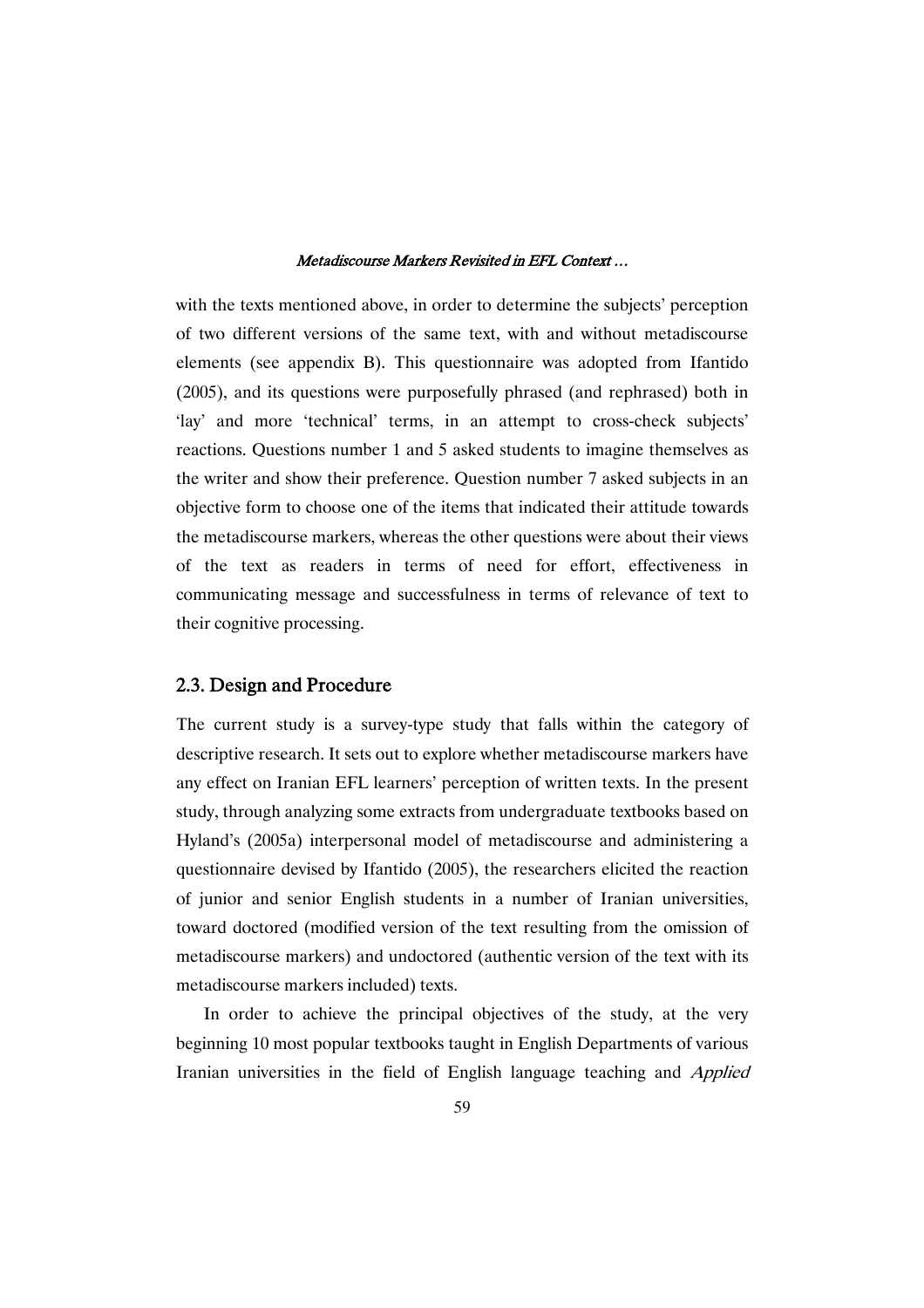with the texts mentioned above, in order to determine the subjects' perception of two different versions of the same text, with and without metadiscourse elements (see appendix B). This questionnaire was adopted from Ifantido (2005), and its questions were purposefully phrased (and rephrased) both in 'lay' and more 'technical' terms, in an attempt to cross-check subjects' reactions. Questions number 1 and 5 asked students to imagine themselves as the writer and show their preference. Question number 7 asked subjects in an objective form to choose one of the items that indicated their attitude towards the metadiscourse markers, whereas the other questions were about their views of the text as readers in terms of need for effort, effectiveness in communicating message and successfulness in terms of relevance of text to their cognitive processing.

## 2.3. Design and Procedure

The current study is a survey-type study that falls within the category of descriptive research. It sets out to explore whether metadiscourse markers have any effect on Iranian EFL learners' perception of written texts. In the present study, through analyzing some extracts from undergraduate textbooks based on Hyland's (2005a) interpersonal model of metadiscourse and administering a questionnaire devised by Ifantido (2005), the researchers elicited the reaction of junior and senior English students in a number of Iranian universities, toward doctored (modified version of the text resulting from the omission of metadiscourse markers) and undoctored (authentic version of the text with its metadiscourse markers included) texts.

In order to achieve the principal objectives of the study, at the very beginning 10 most popular textbooks taught in English Departments of various Iranian universities in the field of English language teaching and *Applied*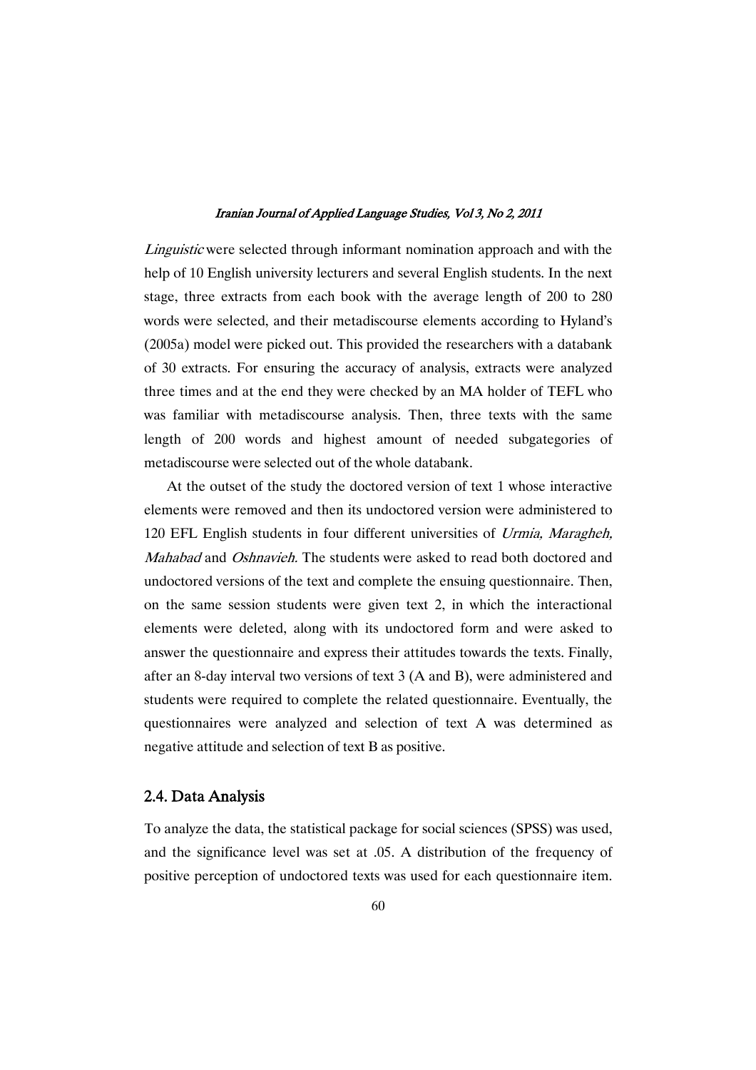*Linguistic* were selected through informant nomination approach and with the help of 10 English university lecturers and several English students. In the next stage, three extracts from each book with the average length of 200 to 280 words were selected, and their metadiscourse elements according to Hyland's (2005a) model were picked out. This provided the researchers with a databank of 30 extracts. For ensuring the accuracy of analysis, extracts were analyzed three times and at the end they were checked by an MA holder of TEFL who was familiar with metadiscourse analysis. Then, three texts with the same length of 200 words and highest amount of needed subgategories of metadiscourse were selected out of the whole databank.

At the outset of the study the doctored version of text 1 whose interactive elements were removed and then its undoctored version were administered to 120 EFL English students in four different universities of *Urmia, Maragheh, Mahabad* and *Oshnavieh.* The students were asked to read both doctored and undoctored versions of the text and complete the ensuing questionnaire. Then, on the same session students were given text 2, in which the interactional elements were deleted, along with its undoctored form and were asked to answer the questionnaire and express their attitudes towards the texts. Finally, after an 8-day interval two versions of text 3 (A and B), were administered and students were required to complete the related questionnaire. Eventually, the questionnaires were analyzed and selection of text A was determined as negative attitude and selection of text B as positive.

## 2.4. Data Analysis

To analyze the data, the statistical package for social sciences (SPSS) was used, and the significance level was set at .05. A distribution of the frequency of positive perception of undoctored texts was used for each questionnaire item.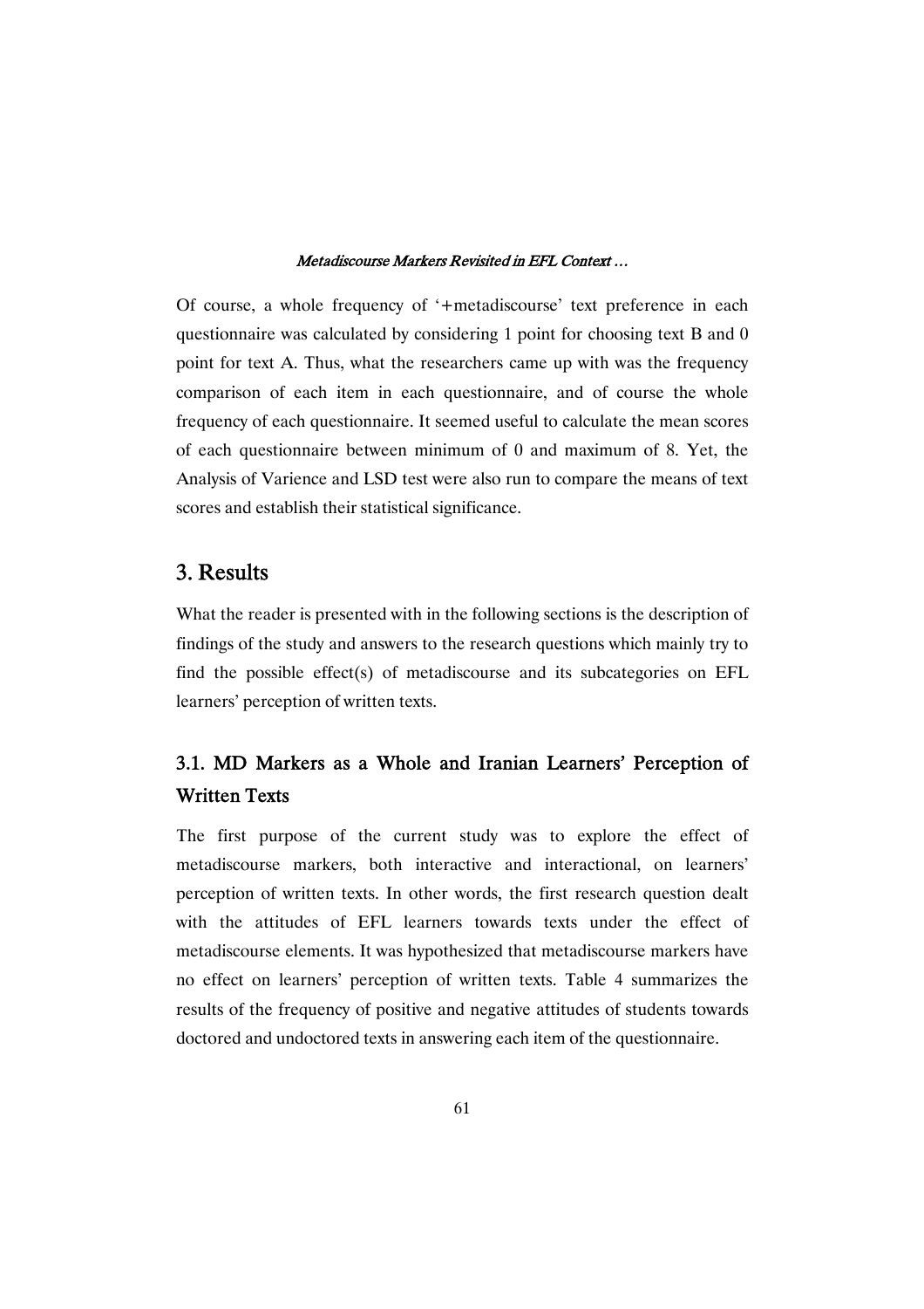Of course, a whole frequency of '+metadiscourse' text preference in each questionnaire was calculated by considering 1 point for choosing text B and 0 point for text A. Thus, what the researchers came up with was the frequency comparison of each item in each questionnaire, and of course the whole frequency of each questionnaire. It seemed useful to calculate the mean scores of each questionnaire between minimum of 0 and maximum of 8. Yet, the Analysis of Varience and LSD test were also run to compare the means of text scores and establish their statistical significance.

## 3. Results

What the reader is presented with in the following sections is the description of findings of the study and answers to the research questions which mainly try to find the possible effect(s) of metadiscourse and its subcategories on EFL learners' perception of written texts.

### 3.1. MD Markers as a Whole and Iranian Learners' Perception of Written Texts

The first purpose of the current study was to explore the effect of metadiscourse markers, both interactive and interactional, on learners' perception of written texts. In other words, the first research question dealt with the attitudes of EFL learners towards texts under the effect of metadiscourse elements. It was hypothesized that metadiscourse markers have no effect on learners' perception of written texts. Table 4 summarizes the results of the frequency of positive and negative attitudes of students towards doctored and undoctored texts in answering each item of the questionnaire.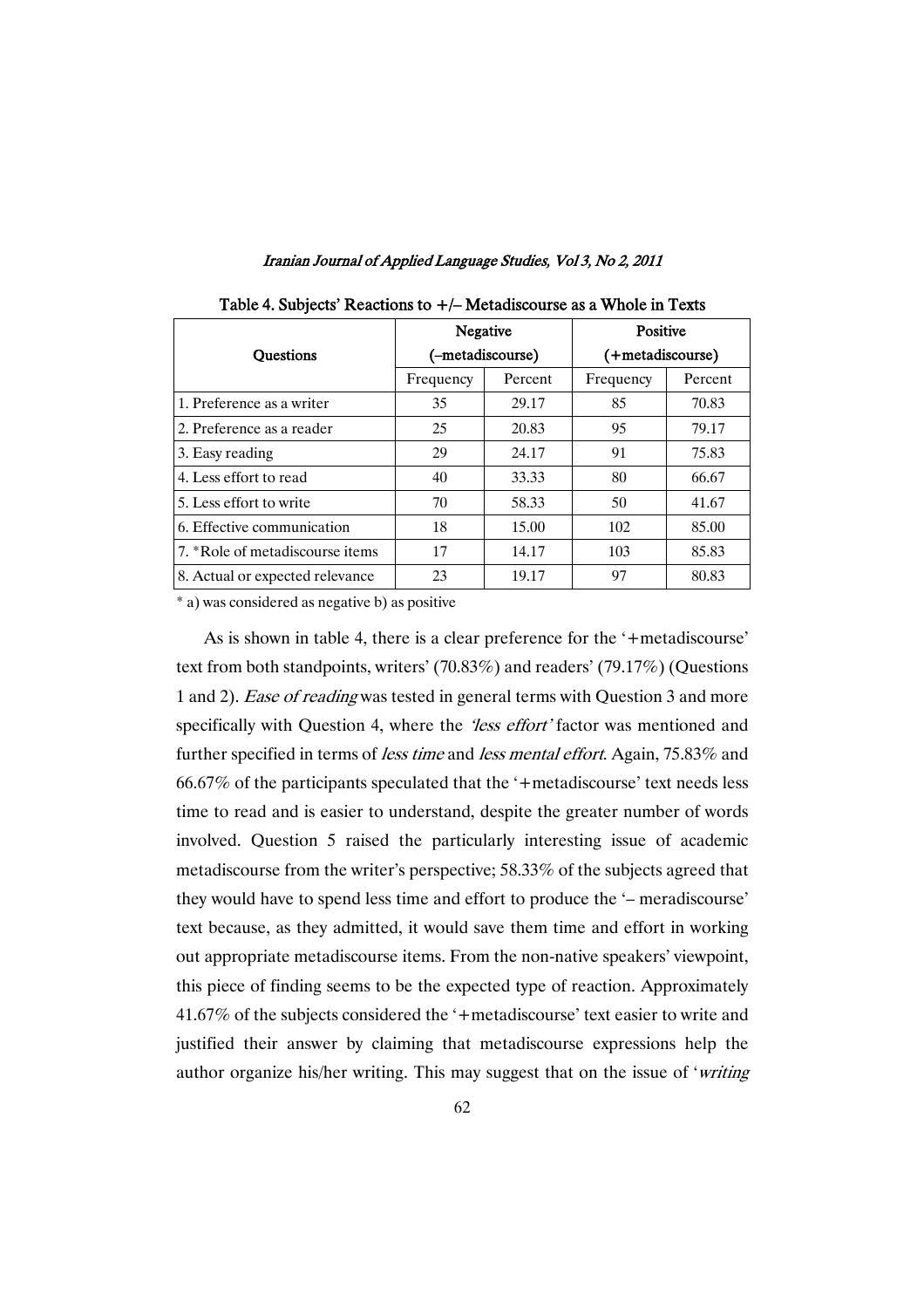Table 4. Subjects' Reactions to +/– Metadiscourse as a Whole in Texts

| Questions | Negative (–metadiscourse) | | Positive (+metadiscourse) | |
|---|---|---|---|---|
| | Frequency | Percent | Frequency | Percent |
| 1. Preference as a writer | 35 | 29.17 | 85 | 70.83 |
| 2. Preference as a reader | 25 | 20.83 | 95 | 79.17 |
| 3. Easy reading | 29 | 24.17 | 91 | 75.83 |
| 4. Less effort to read | 40 | 33.33 | 80 | 66.67 |
| 5. Less effort to write | 70 | 58.33 | 50 | 41.67 |
| 6. Effective communication | 18 | 15.00 | 102 | 85.00 |
| 7. *Role of metadiscourse items | 17 | 14.17 | 103 | 85.83 |
| 8. Actual or expected relevance | 23 | 19.17 | 97 | 80.83 |

* a) was considered as negative b) as positive

As is shown in table 4, there is a clear preference for the '+metadiscourse' text from both standpoints, writers' (70.83%) and readers' (79.17%) (Questions 1 and 2). *Ease of reading* was tested in general terms with Question 3 and more specifically with Question 4, where the *'less effort'* factor was mentioned and further specified in terms of *less time* and *less mental effort*. Again, 75.83% and 66.67% of the participants speculated that the '+metadiscourse' text needs less time to read and is easier to understand, despite the greater number of words involved. Question 5 raised the particularly interesting issue of academic metadiscourse from the writer's perspective; 58.33% of the subjects agreed that they would have to spend less time and effort to produce the '– meradiscourse' text because, as they admitted, it would save them time and effort in working out appropriate metadiscourse items. From the non-native speakers' viewpoint, this piece of finding seems to be the expected type of reaction. Approximately 41.67% of the subjects considered the '+metadiscourse' text easier to write and justified their answer by claiming that metadiscourse expressions help the author organize his/her writing. This may suggest that on the issue of '*writing*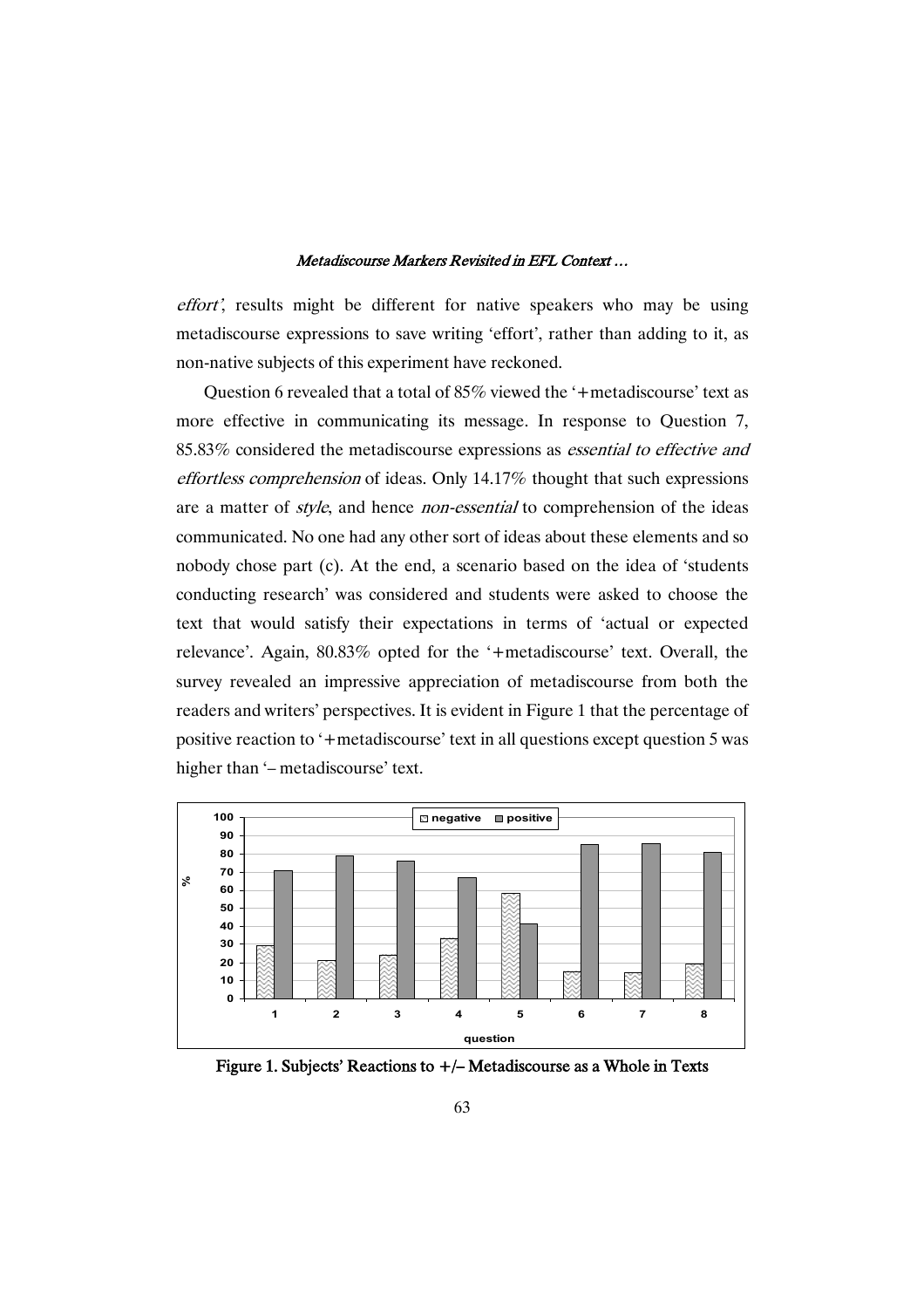*effort'*, results might be different for native speakers who may be using metadiscourse expressions to save writing 'effort', rather than adding to it, as non-native subjects of this experiment have reckoned.

Question 6 revealed that a total of 85% viewed the '+metadiscourse' text as more effective in communicating its message. In response to Question 7, 85.83% considered the metadiscourse expressions as *essential to effective and effortless comprehension* of ideas. Only 14.17% thought that such expressions are a matter of *style*, and hence *non-essential* to comprehension of the ideas communicated. No one had any other sort of ideas about these elements and so nobody chose part (c). At the end, a scenario based on the idea of 'students conducting research' was considered and students were asked to choose the text that would satisfy their expectations in terms of 'actual or expected relevance'. Again, 80.83% opted for the '+metadiscourse' text. Overall, the survey revealed an impressive appreciation of metadiscourse from both the readers and writers' perspectives. It is evident in Figure 1 that the percentage of positive reaction to '+metadiscourse' text in all questions except question 5 was higher than '– metadiscourse' text.

Figure 1. Subjects' Reactions to +/– Metadiscourse as a Whole in Texts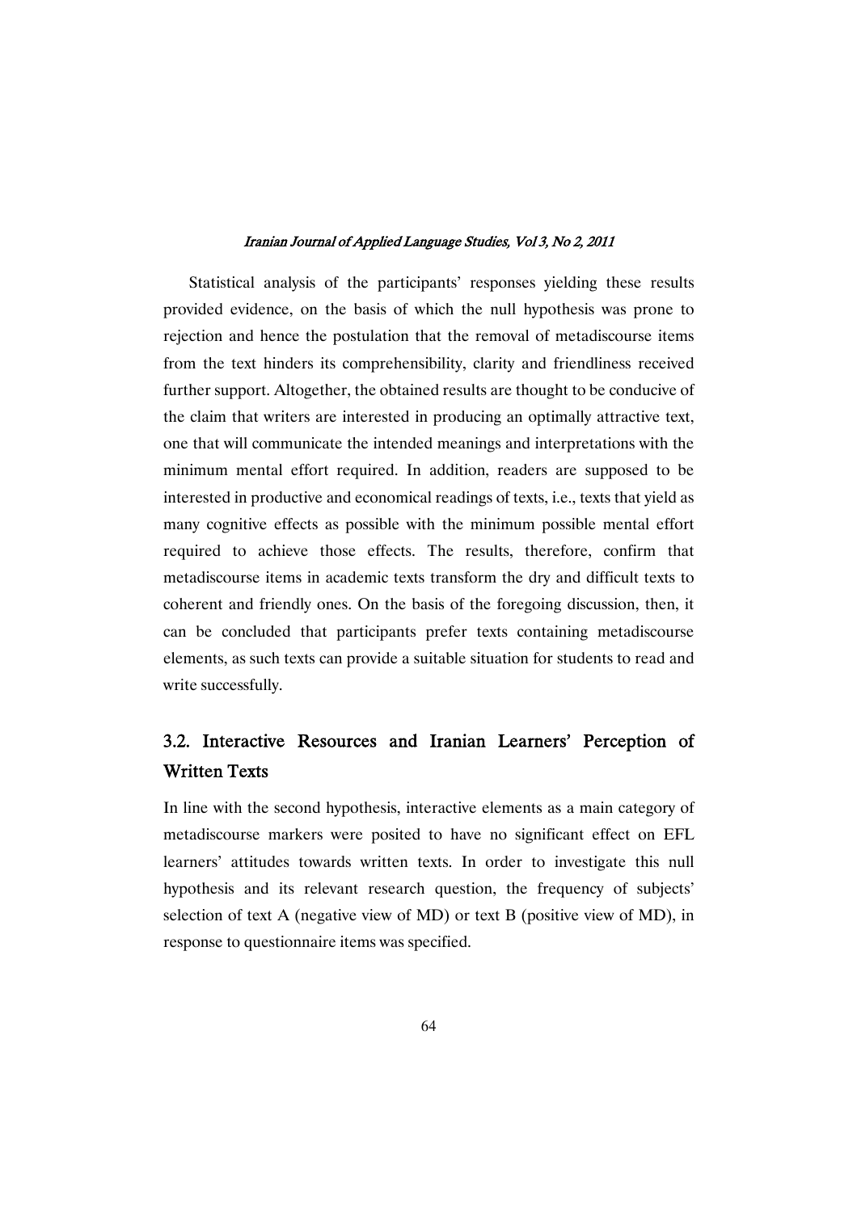Statistical analysis of the participants' responses yielding these results provided evidence, on the basis of which the null hypothesis was prone to rejection and hence the postulation that the removal of metadiscourse items from the text hinders its comprehensibility, clarity and friendliness received further support. Altogether, the obtained results are thought to be conducive of the claim that writers are interested in producing an optimally attractive text, one that will communicate the intended meanings and interpretations with the minimum mental effort required. In addition, readers are supposed to be interested in productive and economical readings of texts, i.e., texts that yield as many cognitive effects as possible with the minimum possible mental effort required to achieve those effects. The results, therefore, confirm that metadiscourse items in academic texts transform the dry and difficult texts to coherent and friendly ones. On the basis of the foregoing discussion, then, it can be concluded that participants prefer texts containing metadiscourse elements, as such texts can provide a suitable situation for students to read and write successfully.

## 3.2. Interactive Resources and Iranian Learners' Perception of Written Texts

In line with the second hypothesis, interactive elements as a main category of metadiscourse markers were posited to have no significant effect on EFL learners' attitudes towards written texts. In order to investigate this null hypothesis and its relevant research question, the frequency of subjects' selection of text A (negative view of MD) or text B (positive view of MD), in response to questionnaire items was specified.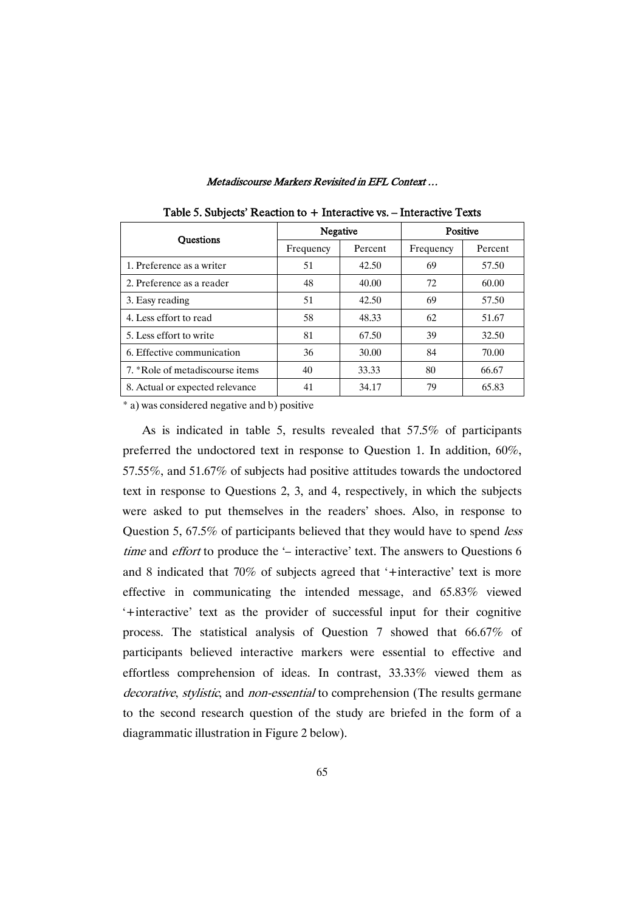**Table 5. Subjects' Reaction to + Interactive vs. – Interactive Texts**

| Questions | Negative | | Positive | |
|---|---|---|---|---|
| | Frequency | Percent | Frequency | Percent |
| 1. Preference as a writer | 51 | 42.50 | 69 | 57.50 |
| 2. Preference as a reader | 48 | 40.00 | 72 | 60.00 |
| 3. Easy reading | 51 | 42.50 | 69 | 57.50 |
| 4. Less effort to read | 58 | 48.33 | 62 | 51.67 |
| 5. Less effort to write | 81 | 67.50 | 39 | 32.50 |
| 6. Effective communication | 36 | 30.00 | 84 | 70.00 |
| 7. *Role of metadiscourse items | 40 | 33.33 | 80 | 66.67 |
| 8. Actual or expected relevance | 41 | 34.17 | 79 | 65.83 |

* a) was considered negative and b) positive

As is indicated in table 5, results revealed that 57.5% of participants preferred the undoctored text in response to Question 1. In addition, 60%, 57.55%, and 51.67% of subjects had positive attitudes towards the undoctored text in response to Questions 2, 3, and 4, respectively, in which the subjects were asked to put themselves in the readers' shoes. Also, in response to Question 5, 67.5% of participants believed that they would have to spend *less time* and *effort* to produce the '– interactive' text. The answers to Questions 6 and 8 indicated that 70% of subjects agreed that '+interactive' text is more effective in communicating the intended message, and 65.83% viewed '+interactive' text as the provider of successful input for their cognitive process. The statistical analysis of Question 7 showed that 66.67% of participants believed interactive markers were essential to effective and effortless comprehension of ideas. In contrast, 33.33% viewed them as *decorative*, *stylistic*, and *non-essential* to comprehension (The results germane to the second research question of the study are briefed in the form of a diagrammatic illustration in Figure 2 below).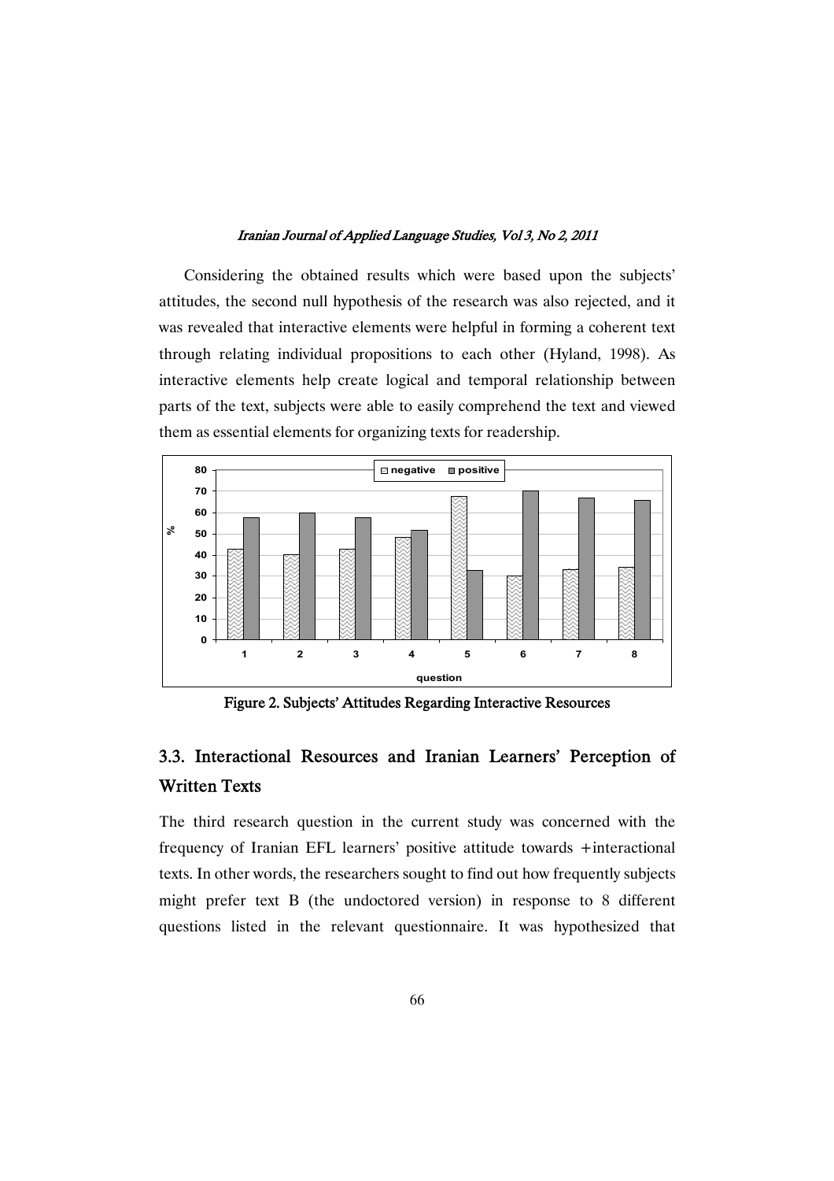Considering the obtained results which were based upon the subjects' attitudes, the second null hypothesis of the research was also rejected, and it was revealed that interactive elements were helpful in forming a coherent text through relating individual propositions to each other (Hyland, 1998). As interactive elements help create logical and temporal relationship between parts of the text, subjects were able to easily comprehend the text and viewed them as essential elements for organizing texts for readership.

Figure 2. Subjects' Attitudes Regarding Interactive Resources

## 3.3. Interactional Resources and Iranian Learners' Perception of Written Texts

The third research question in the current study was concerned with the frequency of Iranian EFL learners' positive attitude towards +interactional texts. In other words, the researchers sought to find out how frequently subjects might prefer text B (the undoctored version) in response to 8 different questions listed in the relevant questionnaire. It was hypothesized that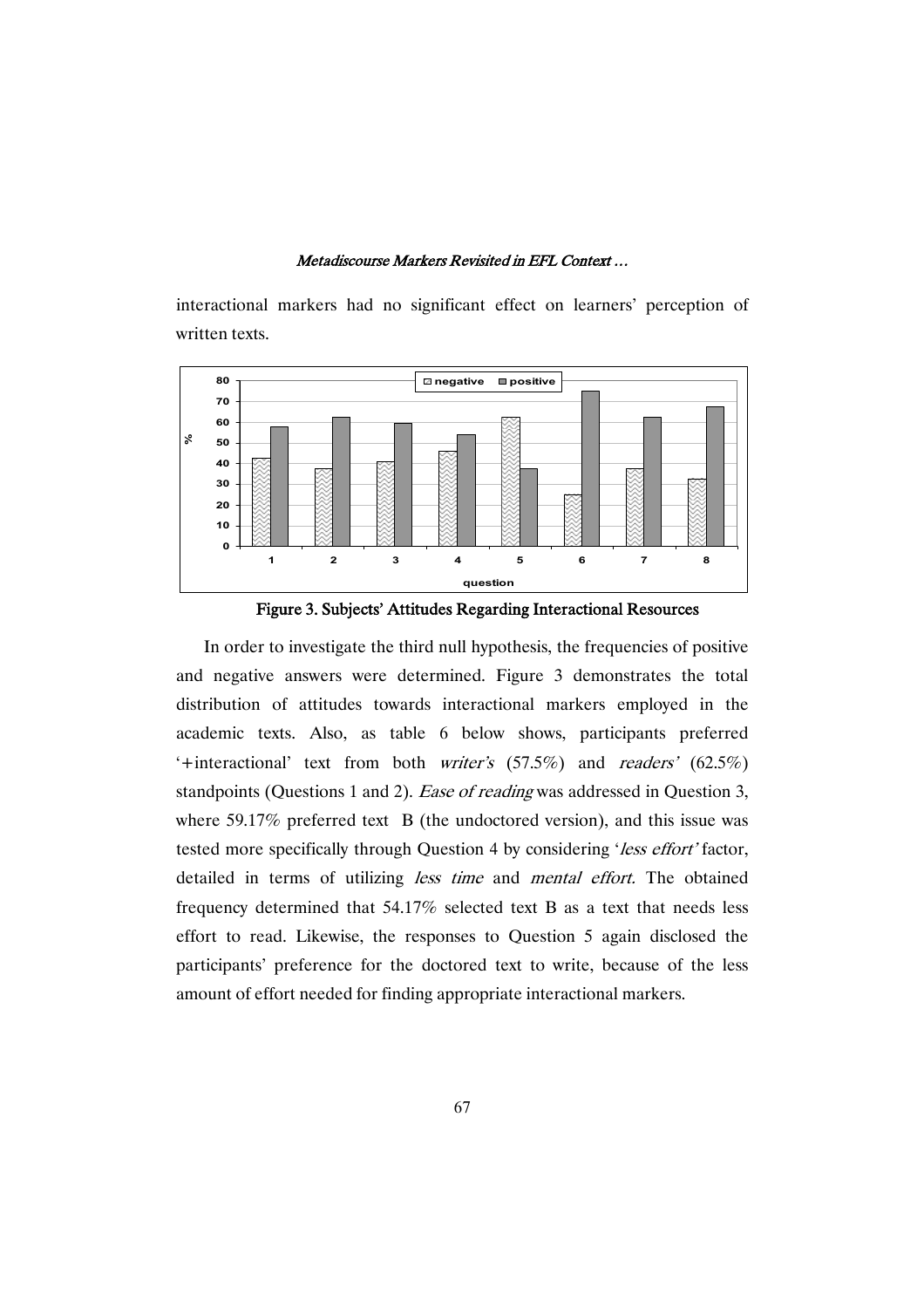interactional markers had no significant effect on learners' perception of written texts.

Figure 3. Subjects' Attitudes Regarding Interactional Resources

In order to investigate the third null hypothesis, the frequencies of positive and negative answers were determined. Figure 3 demonstrates the total distribution of attitudes towards interactional markers employed in the academic texts. Also, as table 6 below shows, participants preferred '+interactional' text from both *writer's* (57.5%) and *readers'* (62.5%) standpoints (Questions 1 and 2). *Ease of reading* was addressed in Question 3, where 59.17% preferred text B (the undoctored version), and this issue was tested more specifically through Question 4 by considering '*less effort'* factor, detailed in terms of utilizing *less time* and *mental effort.* The obtained frequency determined that 54.17% selected text B as a text that needs less effort to read. Likewise, the responses to Question 5 again disclosed the participants' preference for the doctored text to write, because of the less amount of effort needed for finding appropriate interactional markers.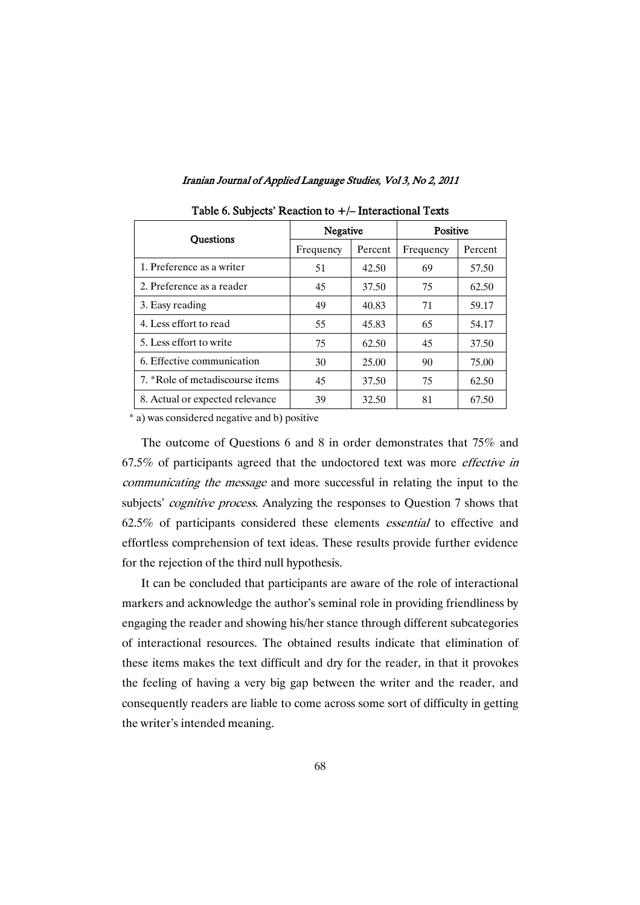Table 6. Subjects' Reaction to +/– Interactional Texts

| Questions | Negative | | Positive | |
|---|---|---|---|---|
| | Frequency | Percent | Frequency | Percent |
| 1. Preference as a writer | 51 | 42.50 | 69 | 57.50 |
| 2. Preference as a reader | 45 | 37.50 | 75 | 62.50 |
| 3. Easy reading | 49 | 40.83 | 71 | 59.17 |
| 4. Less effort to read | 55 | 45.83 | 65 | 54.17 |
| 5. Less effort to write | 75 | 62.50 | 45 | 37.50 |
| 6. Effective communication | 30 | 25.00 | 90 | 75.00 |
| 7. *Role of metadiscourse items | 45 | 37.50 | 75 | 62.50 |
| 8. Actual or expected relevance | 39 | 32.50 | 81 | 67.50 |

\* a) was considered negative and b) positive

The outcome of Questions 6 and 8 in order demonstrates that 75% and 67.5% of participants agreed that the undoctored text was more *effective in communicating the message* and more successful in relating the input to the subjects' *cognitive process*. Analyzing the responses to Question 7 shows that 62.5% of participants considered these elements *essential* to effective and effortless comprehension of text ideas. These results provide further evidence for the rejection of the third null hypothesis.

It can be concluded that participants are aware of the role of interactional markers and acknowledge the author's seminal role in providing friendliness by engaging the reader and showing his/her stance through different subcategories of interactional resources. The obtained results indicate that elimination of these items makes the text difficult and dry for the reader, in that it provokes the feeling of having a very big gap between the writer and the reader, and consequently readers are liable to come across some sort of difficulty in getting the writer's intended meaning.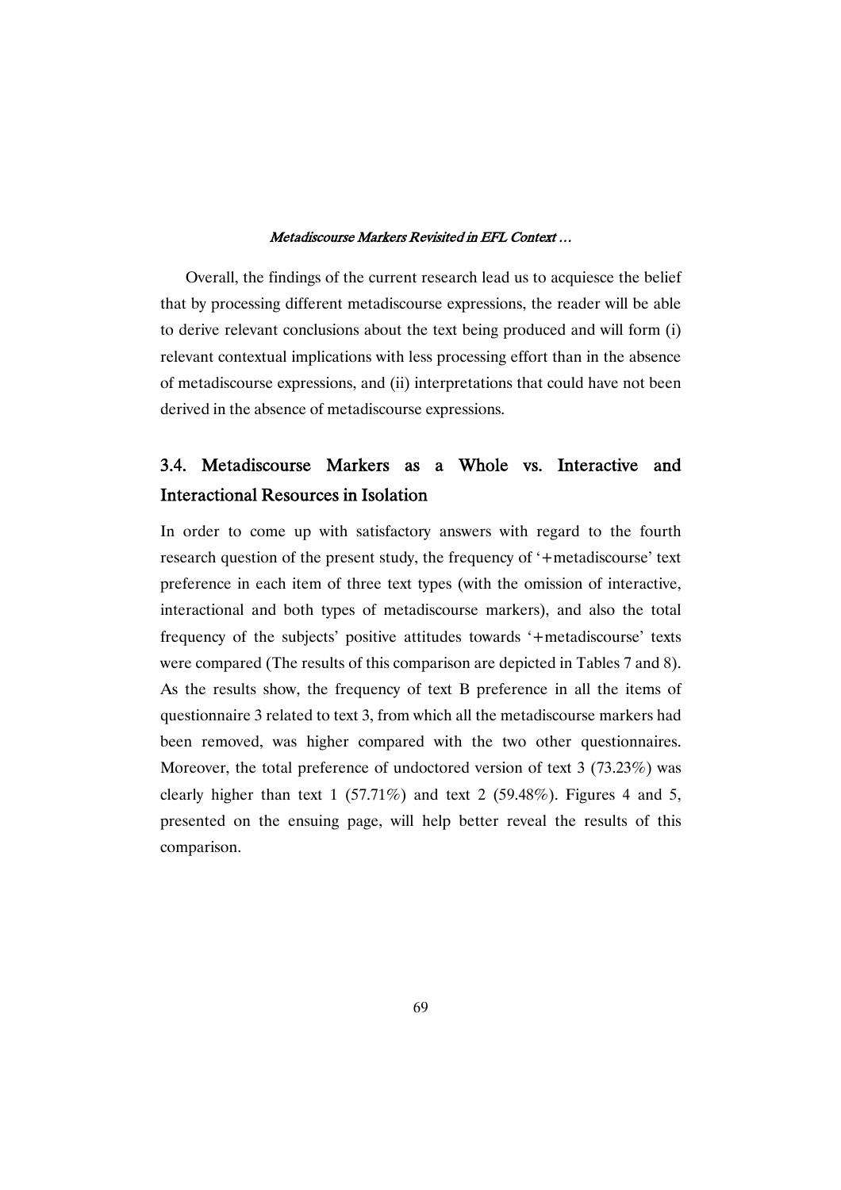Overall, the findings of the current research lead us to acquiesce the belief that by processing different metadiscourse expressions, the reader will be able to derive relevant conclusions about the text being produced and will form (i) relevant contextual implications with less processing effort than in the absence of metadiscourse expressions, and (ii) interpretations that could have not been derived in the absence of metadiscourse expressions.

## 3.4. Metadiscourse Markers as a Whole vs. Interactive and Interactional Resources in Isolation

In order to come up with satisfactory answers with regard to the fourth research question of the present study, the frequency of '+metadiscourse' text preference in each item of three text types (with the omission of interactive, interactional and both types of metadiscourse markers), and also the total frequency of the subjects' positive attitudes towards '+metadiscourse' texts were compared (The results of this comparison are depicted in Tables 7 and 8). As the results show, the frequency of text B preference in all the items of questionnaire 3 related to text 3, from which all the metadiscourse markers had been removed, was higher compared with the two other questionnaires. Moreover, the total preference of undoctored version of text 3 (73.23%) was clearly higher than text 1 (57.71%) and text 2 (59.48%). Figures 4 and 5, presented on the ensuing page, will help better reveal the results of this comparison.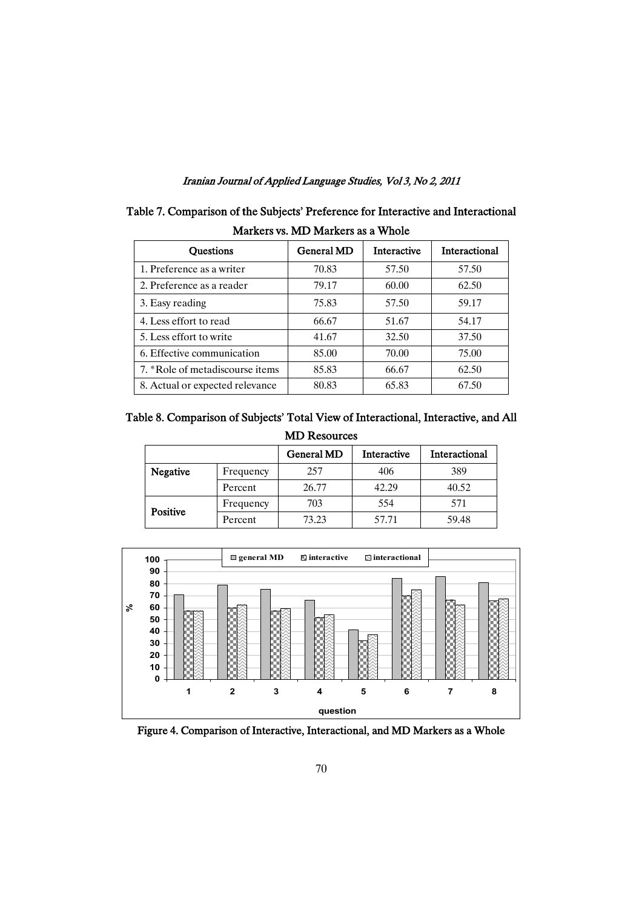Table 7. Comparison of the Subjects' Preference for Interactive and Interactional Markers vs. MD Markers as a Whole

| Questions | General MD | Interactive | Interactional |
|---|---|---|---|
| 1. Preference as a writer | 70.83 | 57.50 | 57.50 |
| 2. Preference as a reader | 79.17 | 60.00 | 62.50 |
| 3. Easy reading | 75.83 | 57.50 | 59.17 |
| 4. Less effort to read | 66.67 | 51.67 | 54.17 |
| 5. Less effort to write | 41.67 | 32.50 | 37.50 |
| 6. Effective communication | 85.00 | 70.00 | 75.00 |
| 7. *Role of metadiscourse items | 85.83 | 66.67 | 62.50 |
| 8. Actual or expected relevance | 80.83 | 65.83 | 67.50 |

Table 8. Comparison of Subjects' Total View of Interactional, Interactive, and All MD Resources

| | | General MD | Interactive | Interactional |
|---|---|---|---|---|
| **Negative** | Frequency | 257 | 406 | 389 |
| | Percent | 26.77 | 42.29 | 40.52 |
| **Positive** | Frequency | 703 | 554 | 571 |
| | Percent | 73.23 | 57.71 | 59.48 |

Figure 4. Comparison of Interactive, Interactional, and MD Markers as a Whole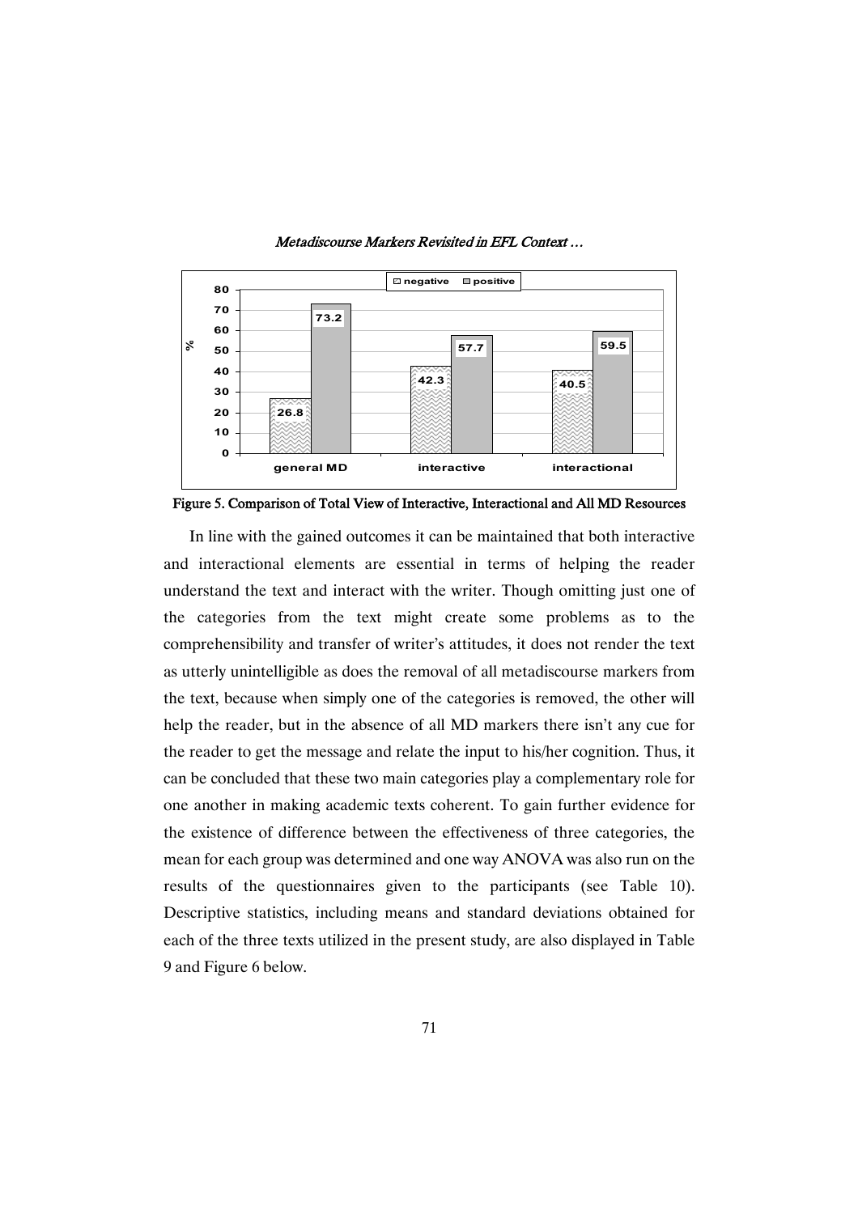| | general MD | interactive | interactional |
|---|---|---|---|
| negative | 26.8 | 42.3 | 40.5 |
| positive | 73.2 | 57.7 | 59.5 |

Figure 5. Comparison of Total View of Interactive, Interactional and All MD Resources

In line with the gained outcomes it can be maintained that both interactive and interactional elements are essential in terms of helping the reader understand the text and interact with the writer. Though omitting just one of the categories from the text might create some problems as to the comprehensibility and transfer of writer's attitudes, it does not render the text as utterly unintelligible as does the removal of all metadiscourse markers from the text, because when simply one of the categories is removed, the other will help the reader, but in the absence of all MD markers there isn't any cue for the reader to get the message and relate the input to his/her cognition. Thus, it can be concluded that these two main categories play a complementary role for one another in making academic texts coherent. To gain further evidence for the existence of difference between the effectiveness of three categories, the mean for each group was determined and one way ANOVA was also run on the results of the questionnaires given to the participants (see Table 10). Descriptive statistics, including means and standard deviations obtained for each of the three texts utilized in the present study, are also displayed in Table 9 and Figure 6 below.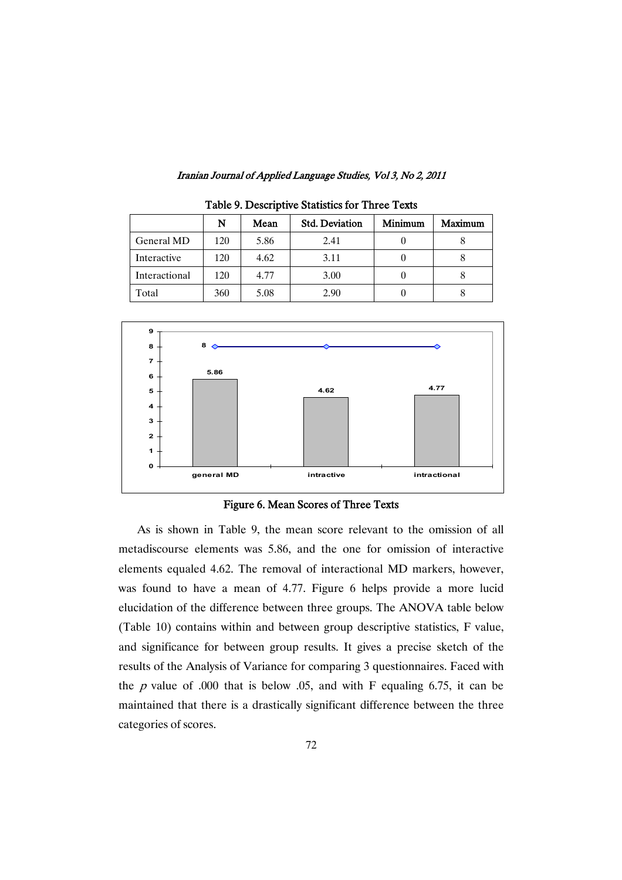Table 9. Descriptive Statistics for Three Texts

| | N | Mean | Std. Deviation | Minimum | Maximum |
|---|---|---|---|---|---|
| General MD | 120 | 5.86 | 2.41 | 0 | 8 |
| Interactive | 120 | 4.62 | 3.11 | 0 | 8 |
| Interactional | 120 | 4.77 | 3.00 | 0 | 8 |
| Total | 360 | 5.08 | 2.90 | 0 | 8 |

Figure 6. Mean Scores of Three Texts

As is shown in Table 9, the mean score relevant to the omission of all metadiscourse elements was 5.86, and the one for omission of interactive elements equaled 4.62. The removal of interactional MD markers, however, was found to have a mean of 4.77. Figure 6 helps provide a more lucid elucidation of the difference between three groups. The ANOVA table below (Table 10) contains within and between group descriptive statistics, F value, and significance for between group results. It gives a precise sketch of the results of the Analysis of Variance for comparing 3 questionnaires. Faced with the $p$ value of .000 that is below .05, and with F equaling 6.75, it can be maintained that there is a drastically significant difference between the three categories of scores.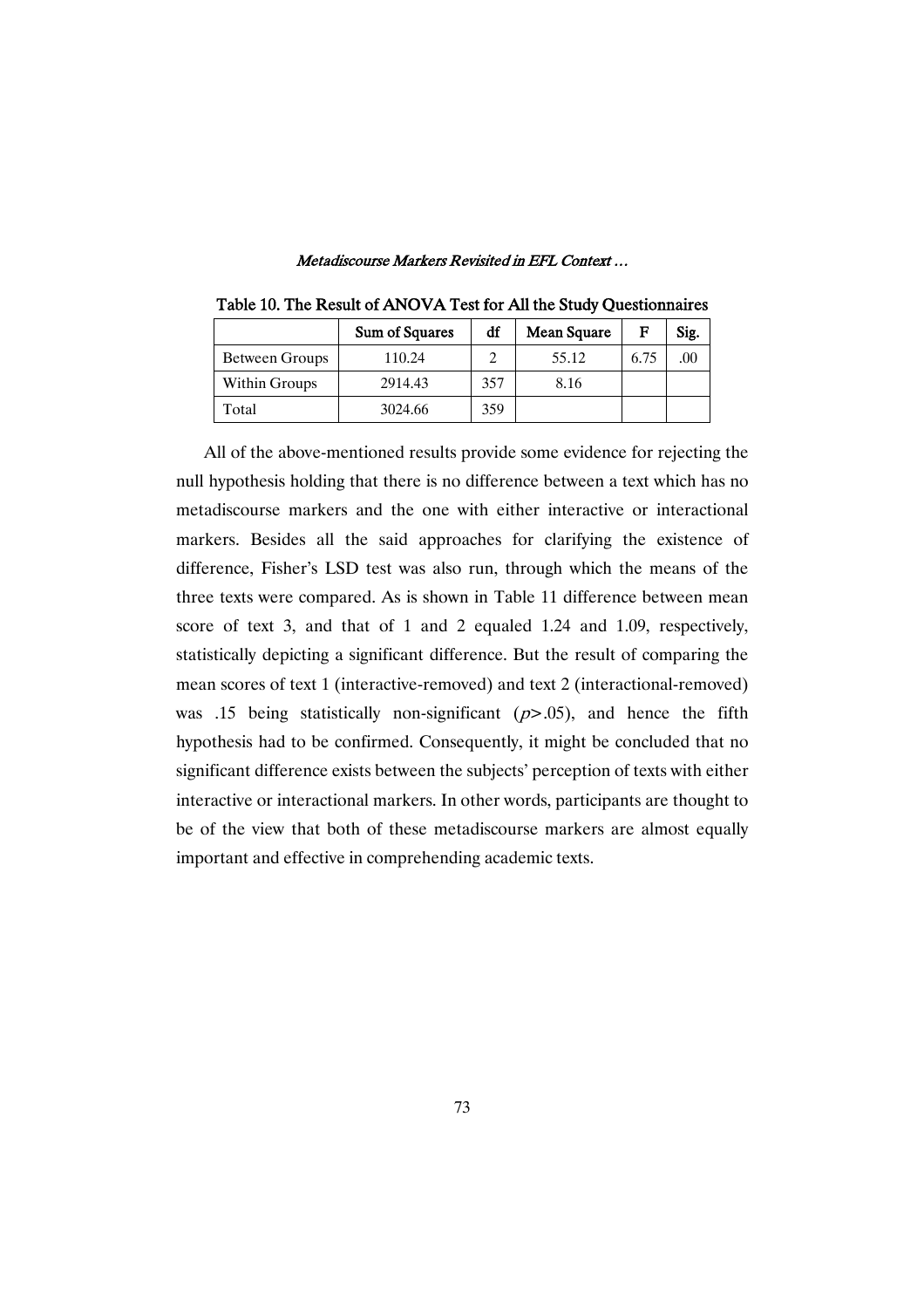Table 10. The Result of ANOVA Test for All the Study Questionnaires

| | Sum of Squares | df | Mean Square | F | Sig. |
|---|---|---|---|---|---|
| Between Groups | 110.24 | 2 | 55.12 | 6.75 | .00 |
| Within Groups | 2914.43 | 357 | 8.16 | | |
| Total | 3024.66 | 359 | | | |

All of the above-mentioned results provide some evidence for rejecting the null hypothesis holding that there is no difference between a text which has no metadiscourse markers and the one with either interactive or interactional markers. Besides all the said approaches for clarifying the existence of difference, Fisher's LSD test was also run, through which the means of the three texts were compared. As is shown in Table 11 difference between mean score of text 3, and that of 1 and 2 equaled 1.24 and 1.09, respectively, statistically depicting a significant difference. But the result of comparing the mean scores of text 1 (interactive-removed) and text 2 (interactional-removed) was .15 being statistically non-significant ($p>.05$), and hence the fifth hypothesis had to be confirmed. Consequently, it might be concluded that no significant difference exists between the subjects' perception of texts with either interactive or interactional markers. In other words, participants are thought to be of the view that both of these metadiscourse markers are almost equally important and effective in comprehending academic texts.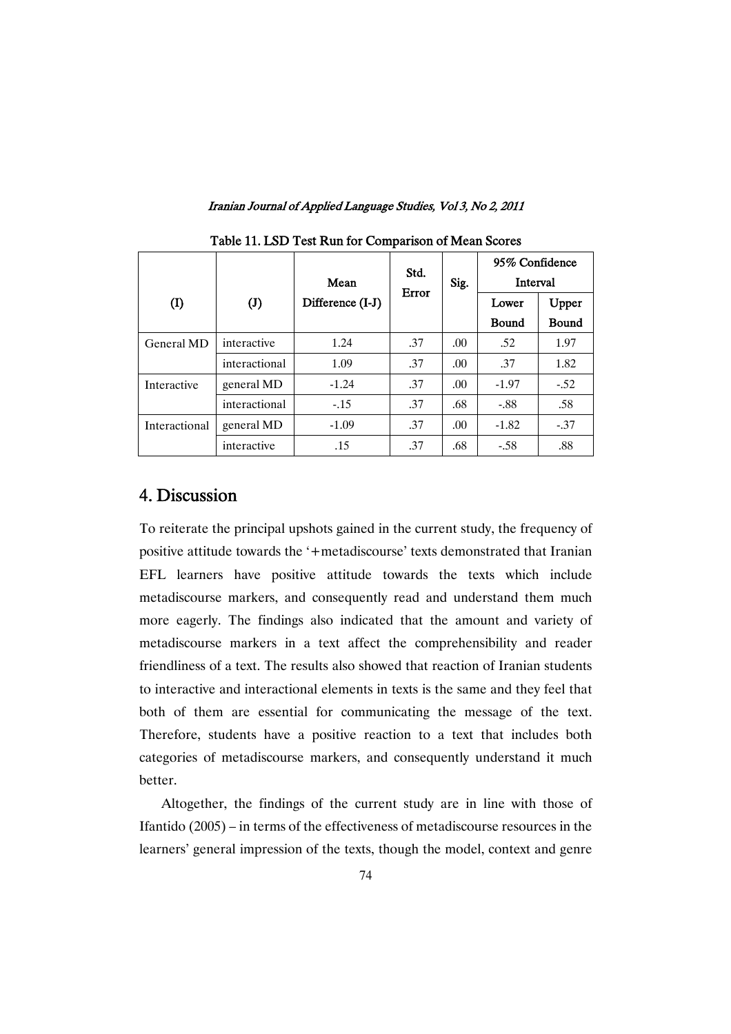Table 11. LSD Test Run for Comparison of Mean Scores

| (I) | (J) | Mean Difference (I-J) | Std. Error | Sig. | 95% Confidence Interval | |
|---|---|---|---|---|---|---|
| | | | | | Lower Bound | Upper Bound |
| General MD | interactive | 1.24 | .37 | .00 | .52 | 1.97 |
| | interactional | 1.09 | .37 | .00 | .37 | 1.82 |
| Interactive | general MD | -1.24 | .37 | .00 | -1.97 | -.52 |
| | interactional | -.15 | .37 | .68 | -.88 | .58 |
| Interactional | general MD | -1.09 | .37 | .00 | -1.82 | -.37 |
| | interactive | .15 | .37 | .68 | -.58 | .88 |

## 4. Discussion

To reiterate the principal upshots gained in the current study, the frequency of positive attitude towards the '+metadiscourse' texts demonstrated that Iranian EFL learners have positive attitude towards the texts which include metadiscourse markers, and consequently read and understand them much more eagerly. The findings also indicated that the amount and variety of metadiscourse markers in a text affect the comprehensibility and reader friendliness of a text. The results also showed that reaction of Iranian students to interactive and interactional elements in texts is the same and they feel that both of them are essential for communicating the message of the text. Therefore, students have a positive reaction to a text that includes both categories of metadiscourse markers, and consequently understand it much better.

Altogether, the findings of the current study are in line with those of Ifantido (2005) – in terms of the effectiveness of metadiscourse resources in the learners' general impression of the texts, though the model, context and genre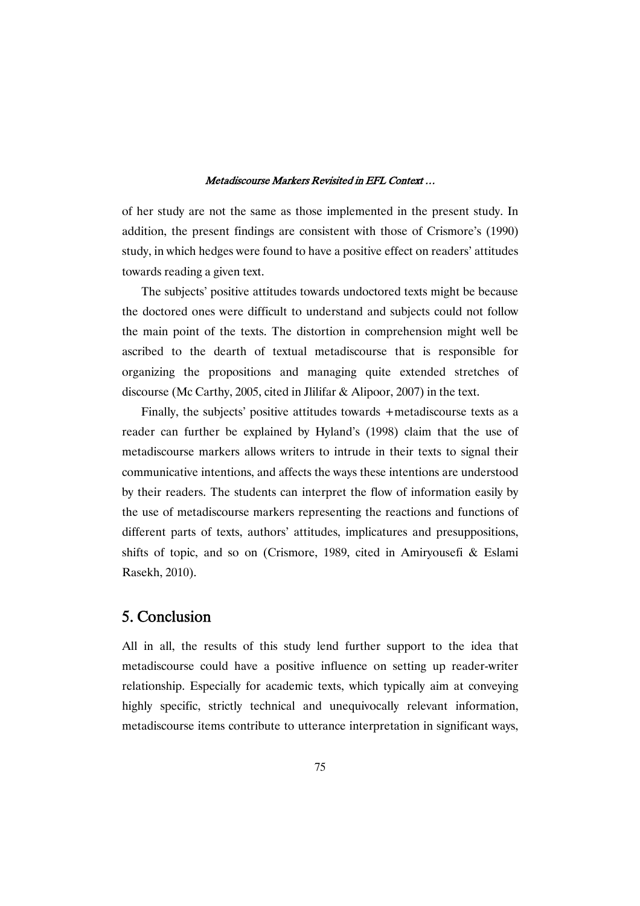of her study are not the same as those implemented in the present study. In addition, the present findings are consistent with those of Crismore's (1990) study, in which hedges were found to have a positive effect on readers' attitudes towards reading a given text.

The subjects' positive attitudes towards undoctored texts might be because the doctored ones were difficult to understand and subjects could not follow the main point of the texts. The distortion in comprehension might well be ascribed to the dearth of textual metadiscourse that is responsible for organizing the propositions and managing quite extended stretches of discourse (Mc Carthy, 2005, cited in Jlilifar & Alipoor, 2007) in the text.

Finally, the subjects' positive attitudes towards +metadiscourse texts as a reader can further be explained by Hyland's (1998) claim that the use of metadiscourse markers allows writers to intrude in their texts to signal their communicative intentions, and affects the ways these intentions are understood by their readers. The students can interpret the flow of information easily by the use of metadiscourse markers representing the reactions and functions of different parts of texts, authors' attitudes, implicatures and presuppositions, shifts of topic, and so on (Crismore, 1989, cited in Amiryousefi & Eslami Rasekh, 2010).

## 5. Conclusion

All in all, the results of this study lend further support to the idea that metadiscourse could have a positive influence on setting up reader-writer relationship. Especially for academic texts, which typically aim at conveying highly specific, strictly technical and unequivocally relevant information, metadiscourse items contribute to utterance interpretation in significant ways,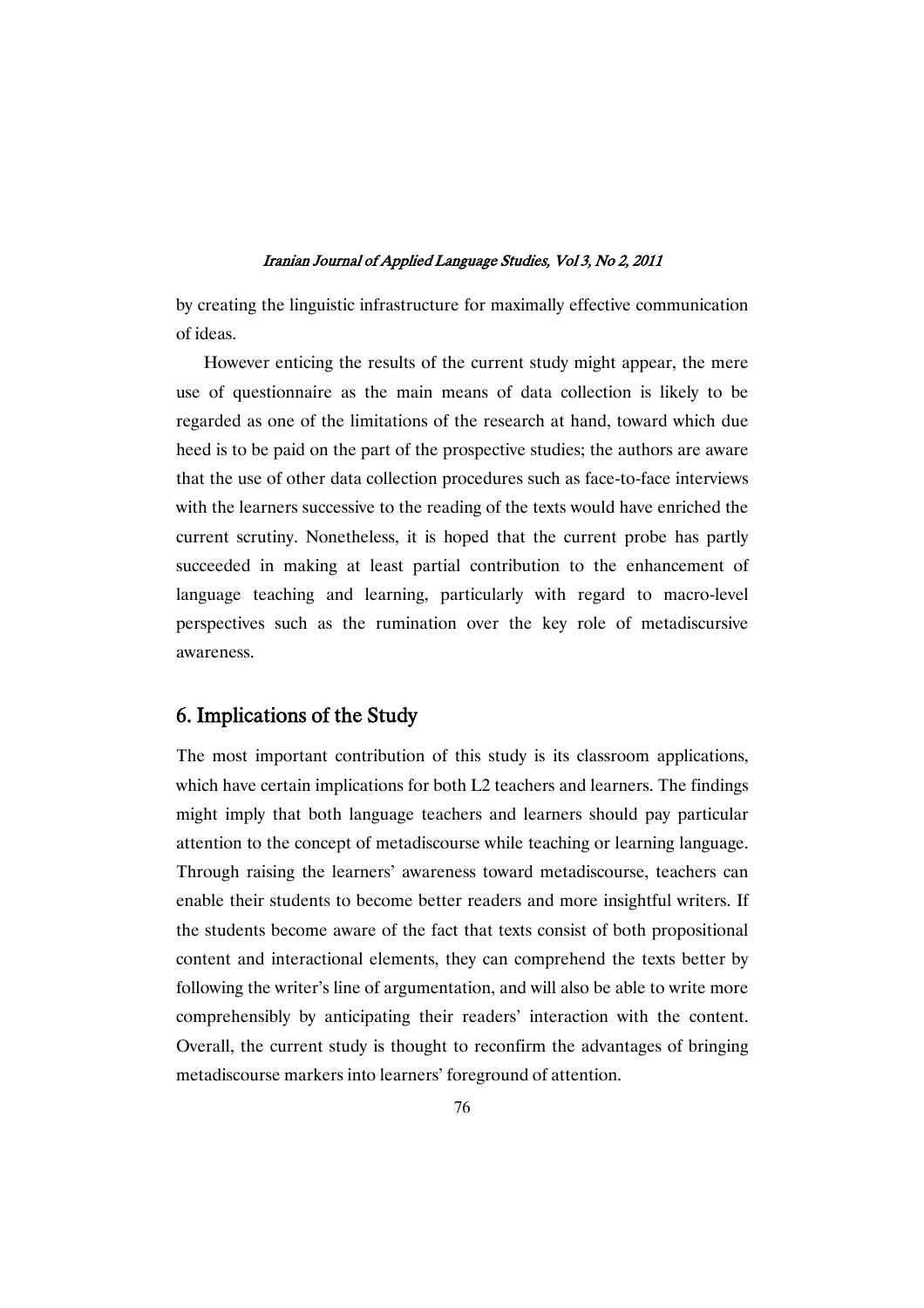by creating the linguistic infrastructure for maximally effective communication of ideas.

However enticing the results of the current study might appear, the mere use of questionnaire as the main means of data collection is likely to be regarded as one of the limitations of the research at hand, toward which due heed is to be paid on the part of the prospective studies; the authors are aware that the use of other data collection procedures such as face-to-face interviews with the learners successive to the reading of the texts would have enriched the current scrutiny. Nonetheless, it is hoped that the current probe has partly succeeded in making at least partial contribution to the enhancement of language teaching and learning, particularly with regard to macro-level perspectives such as the rumination over the key role of metadiscursive awareness.

## 6. Implications of the Study

The most important contribution of this study is its classroom applications, which have certain implications for both L2 teachers and learners. The findings might imply that both language teachers and learners should pay particular attention to the concept of metadiscourse while teaching or learning language. Through raising the learners' awareness toward metadiscourse, teachers can enable their students to become better readers and more insightful writers. If the students become aware of the fact that texts consist of both propositional content and interactional elements, they can comprehend the texts better by following the writer's line of argumentation, and will also be able to write more comprehensibly by anticipating their readers' interaction with the content. Overall, the current study is thought to reconfirm the advantages of bringing metadiscourse markers into learners' foreground of attention.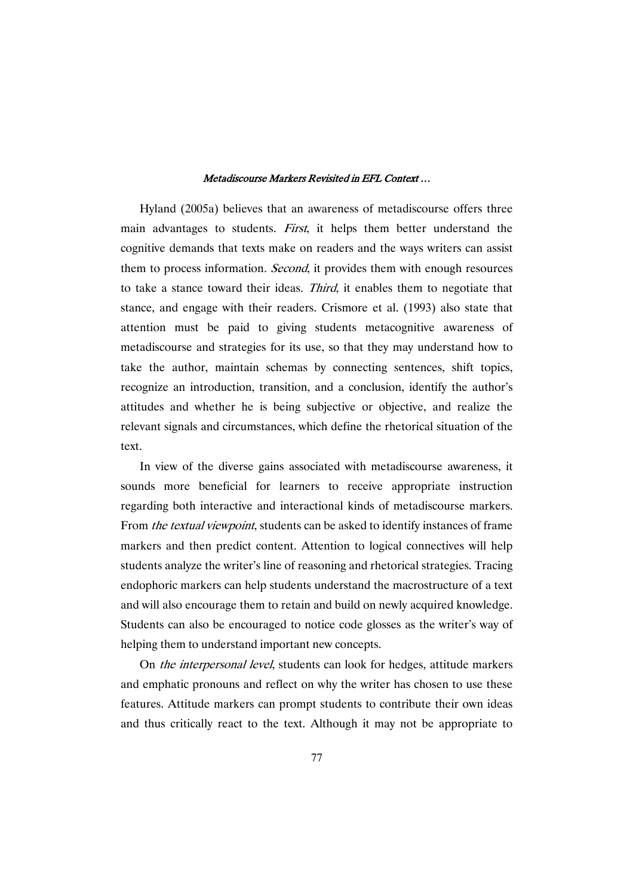Hyland (2005a) believes that an awareness of metadiscourse offers three main advantages to students. *First*, it helps them better understand the cognitive demands that texts make on readers and the ways writers can assist them to process information. *Second*, it provides them with enough resources to take a stance toward their ideas. *Third*, it enables them to negotiate that stance, and engage with their readers. Crismore et al. (1993) also state that attention must be paid to giving students metacognitive awareness of metadiscourse and strategies for its use, so that they may understand how to take the author, maintain schemas by connecting sentences, shift topics, recognize an introduction, transition, and a conclusion, identify the author's attitudes and whether he is being subjective or objective, and realize the relevant signals and circumstances, which define the rhetorical situation of the text.

In view of the diverse gains associated with metadiscourse awareness, it sounds more beneficial for learners to receive appropriate instruction regarding both interactive and interactional kinds of metadiscourse markers. From *the textual viewpoint*, students can be asked to identify instances of frame markers and then predict content. Attention to logical connectives will help students analyze the writer's line of reasoning and rhetorical strategies. Tracing endophoric markers can help students understand the macrostructure of a text and will also encourage them to retain and build on newly acquired knowledge. Students can also be encouraged to notice code glosses as the writer's way of helping them to understand important new concepts.

On *the interpersonal level*, students can look for hedges, attitude markers and emphatic pronouns and reflect on why the writer has chosen to use these features. Attitude markers can prompt students to contribute their own ideas and thus critically react to the text. Although it may not be appropriate to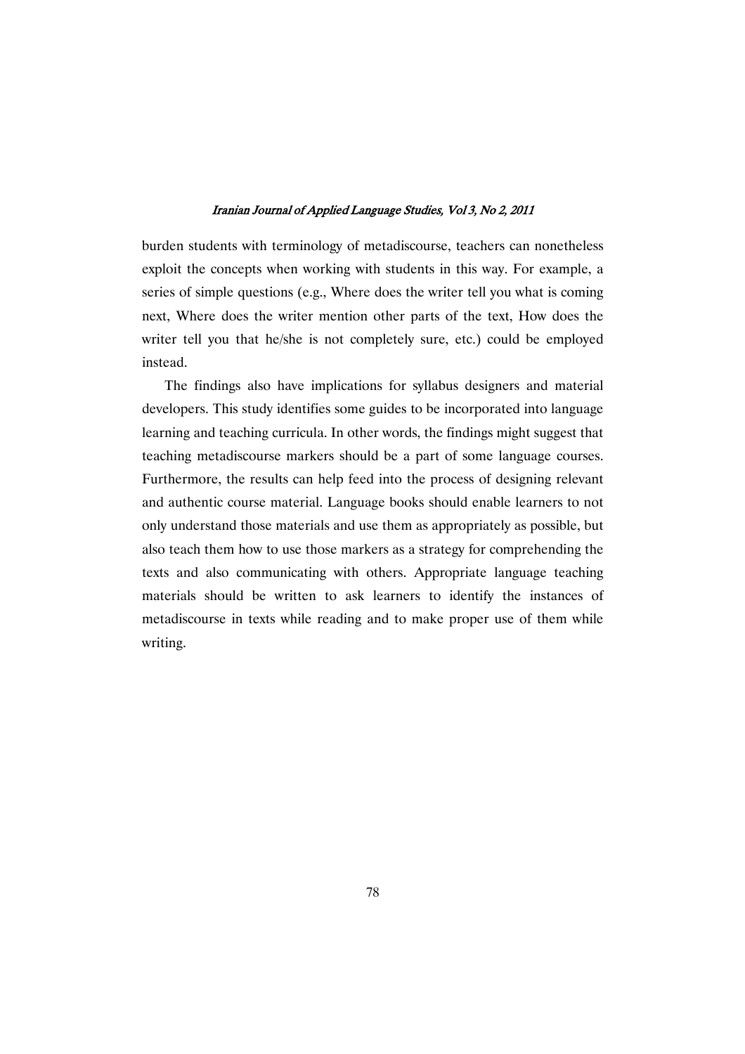burden students with terminology of metadiscourse, teachers can nonetheless exploit the concepts when working with students in this way. For example, a series of simple questions (e.g., Where does the writer tell you what is coming next, Where does the writer mention other parts of the text, How does the writer tell you that he/she is not completely sure, etc.) could be employed instead.

The findings also have implications for syllabus designers and material developers. This study identifies some guides to be incorporated into language learning and teaching curricula. In other words, the findings might suggest that teaching metadiscourse markers should be a part of some language courses. Furthermore, the results can help feed into the process of designing relevant and authentic course material. Language books should enable learners to not only understand those materials and use them as appropriately as possible, but also teach them how to use those markers as a strategy for comprehending the texts and also communicating with others. Appropriate language teaching materials should be written to ask learners to identify the instances of metadiscourse in texts while reading and to make proper use of them while writing.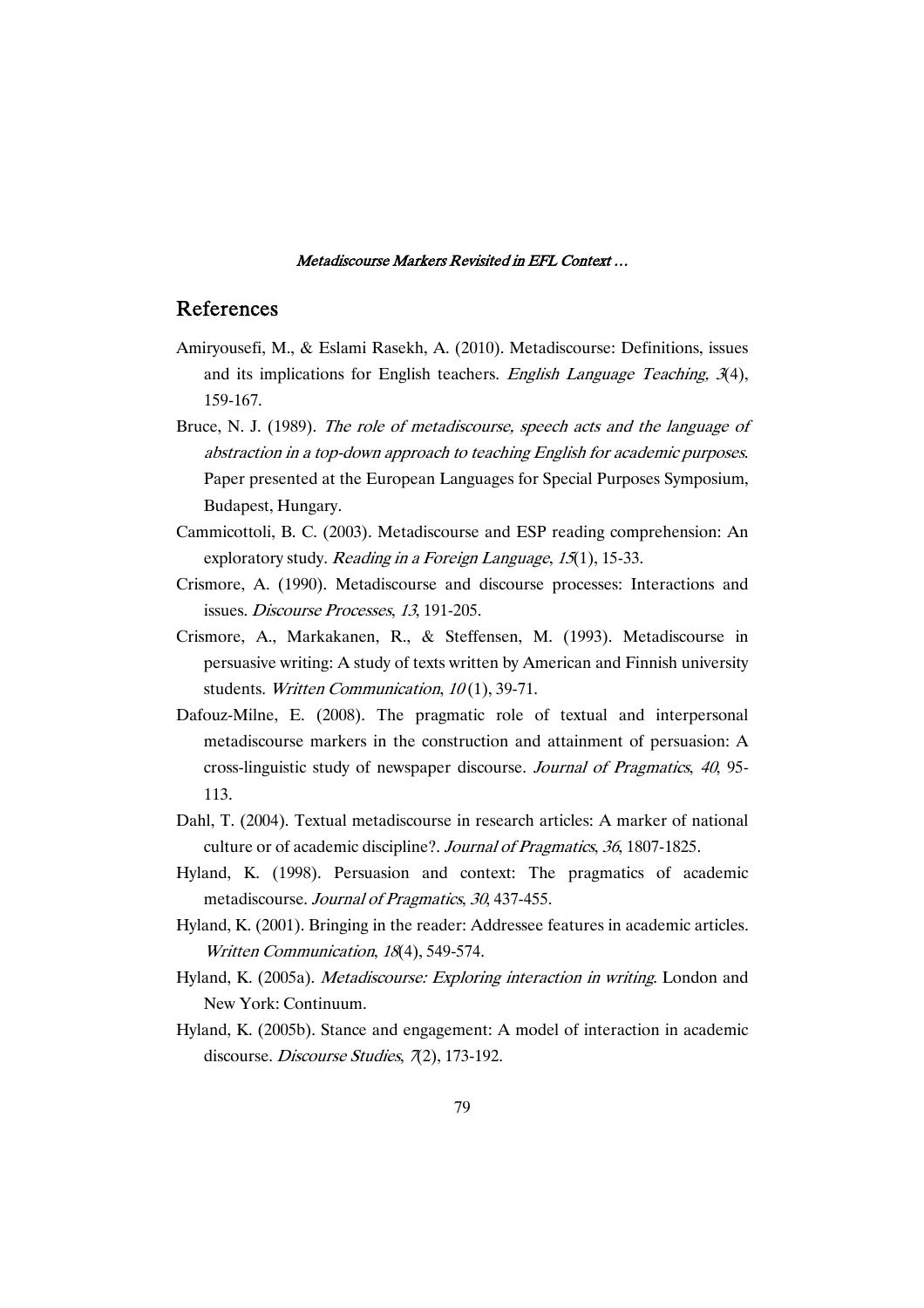## References

Amiryousefi, M., & Eslami Rasekh, A. (2010). Metadiscourse: Definitions, issues and its implications for English teachers. *English Language Teaching, 3*(4), 159-167.

Bruce, N. J. (1989). *The role of metadiscourse, speech acts and the language of abstraction in a top-down approach to teaching English for academic purposes*. Paper presented at the European Languages for Special Purposes Symposium, Budapest, Hungary.

Cammicottoli, B. C. (2003). Metadiscourse and ESP reading comprehension: An exploratory study. *Reading in a Foreign Language*, *15*(1), 15-33.

Crismore, A. (1990). Metadiscourse and discourse processes: Interactions and issues. *Discourse Processes*, *13*, 191-205.

Crismore, A., Markakanen, R., & Steffensen, M. (1993). Metadiscourse in persuasive writing: A study of texts written by American and Finnish university students. *Written Communication*, *10* (1), 39-71.

Dafouz-Milne, E. (2008). The pragmatic role of textual and interpersonal metadiscourse markers in the construction and attainment of persuasion: A cross-linguistic study of newspaper discourse. *Journal of Pragmatics*, *40*, 95-113.

Dahl, T. (2004). Textual metadiscourse in research articles: A marker of national culture or of academic discipline?. *Journal of Pragmatics*, *36*, 1807-1825.

Hyland, K. (1998). Persuasion and context: The pragmatics of academic metadiscourse. *Journal of Pragmatics*, *30*, 437-455.

Hyland, K. (2001). Bringing in the reader: Addressee features in academic articles. *Written Communication*, *18*(4), 549-574.

Hyland, K. (2005a). *Metadiscourse: Exploring interaction in writing*. London and New York: Continuum.

Hyland, K. (2005b). Stance and engagement: A model of interaction in academic discourse. *Discourse Studies*, *7*(2), 173-192.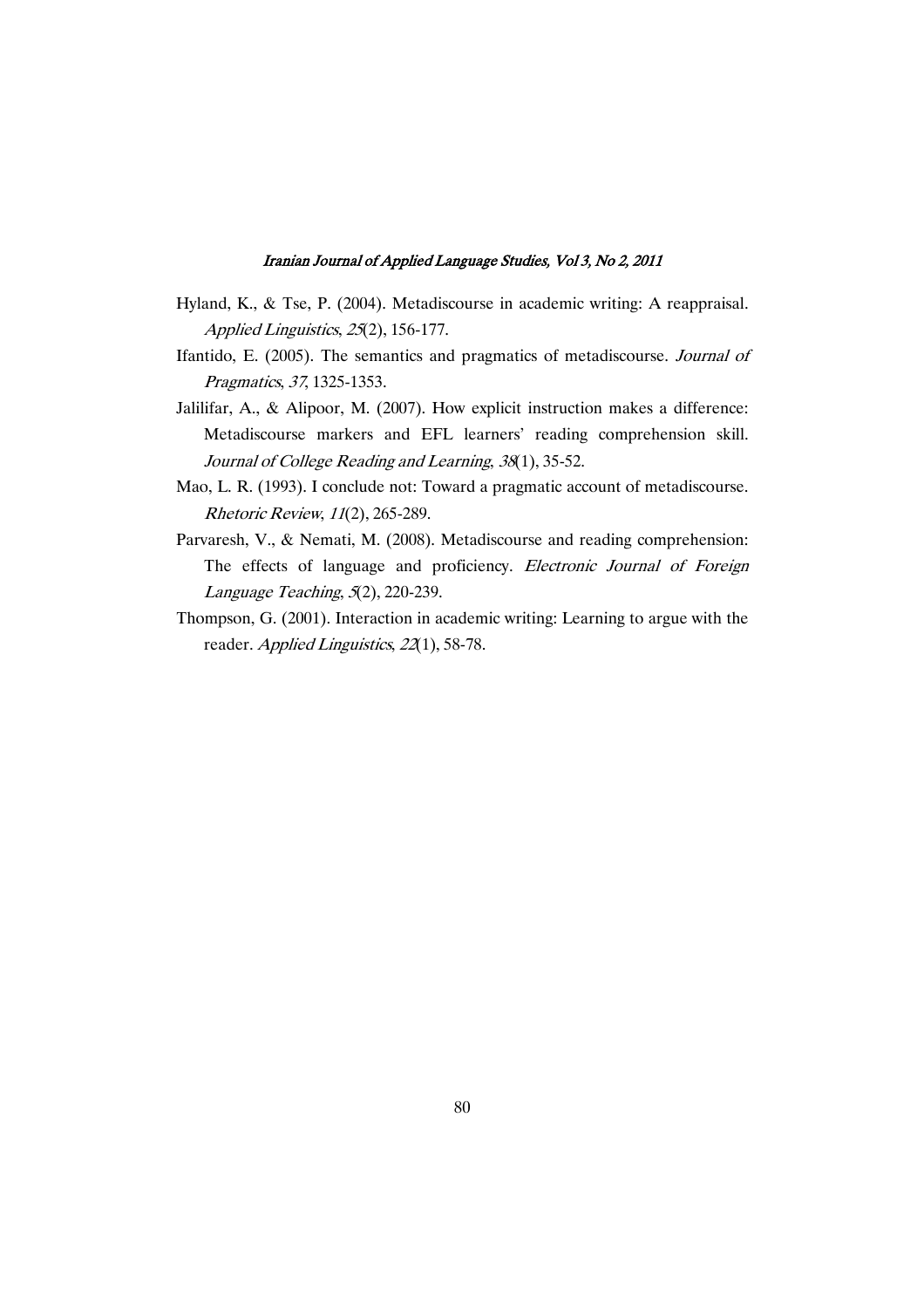Hyland, K., & Tse, P. (2004). Metadiscourse in academic writing: A reappraisal. *Applied Linguistics*, *25*(2), 156-177.

Ifantido, E. (2005). The semantics and pragmatics of metadiscourse. *Journal of Pragmatics*, *37*, 1325-1353.

Jalilifar, A., & Alipoor, M. (2007). How explicit instruction makes a difference: Metadiscourse markers and EFL learners' reading comprehension skill. *Journal of College Reading and Learning*, *38*(1), 35-52.

Mao, L. R. (1993). I conclude not: Toward a pragmatic account of metadiscourse. *Rhetoric Review*, *11*(2), 265-289.

Parvaresh, V., & Nemati, M. (2008). Metadiscourse and reading comprehension: The effects of language and proficiency. *Electronic Journal of Foreign Language Teaching*, *5*(2), 220-239.

Thompson, G. (2001). Interaction in academic writing: Learning to argue with the reader. *Applied Linguistics*, *22*(1), 58-78.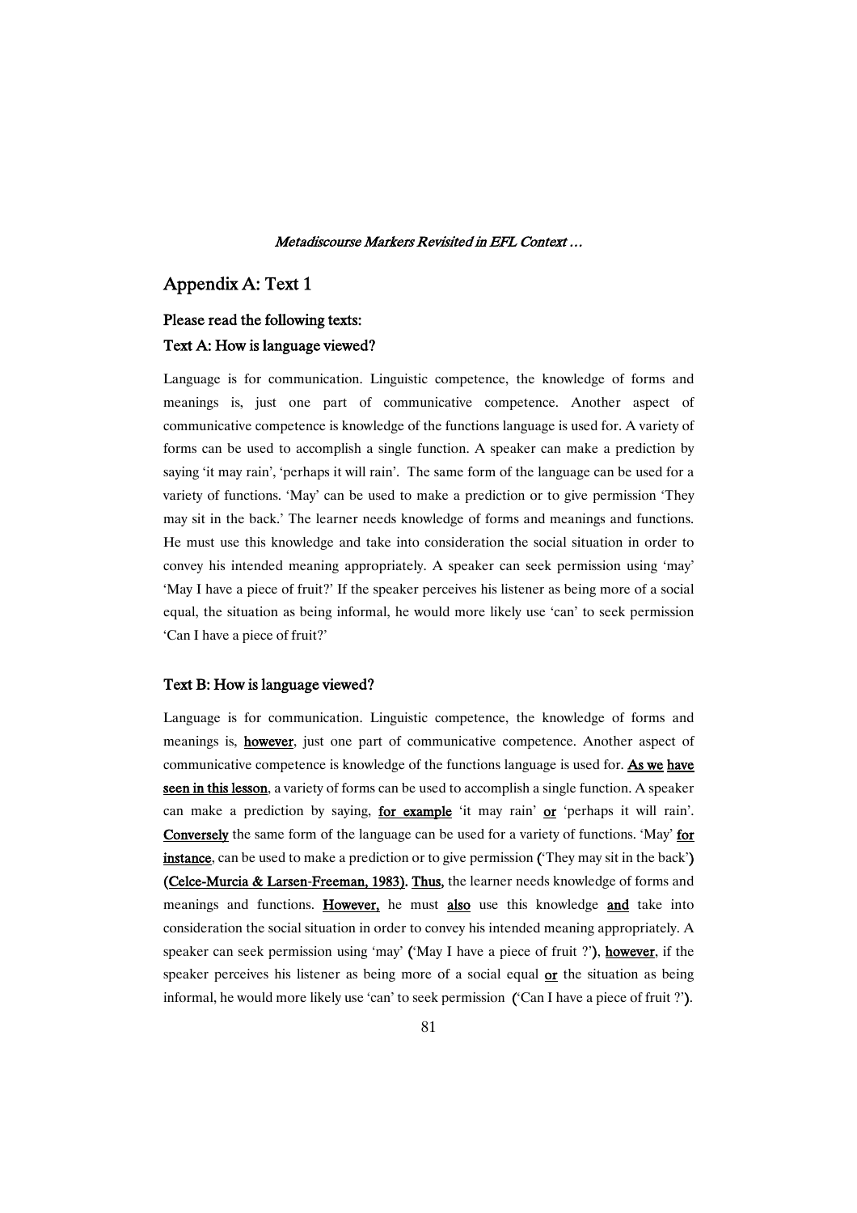## Appendix A: Text 1

### Please read the following texts:

### Text A: How is language viewed?

Language is for communication. Linguistic competence, the knowledge of forms and meanings is, just one part of communicative competence. Another aspect of communicative competence is knowledge of the functions language is used for. A variety of forms can be used to accomplish a single function. A speaker can make a prediction by saying 'it may rain', 'perhaps it will rain'. The same form of the language can be used for a variety of functions. 'May' can be used to make a prediction or to give permission 'They may sit in the back.' The learner needs knowledge of forms and meanings and functions. He must use this knowledge and take into consideration the social situation in order to convey his intended meaning appropriately. A speaker can seek permission using 'may' 'May I have a piece of fruit?' If the speaker perceives his listener as being more of a social equal, the situation as being informal, he would more likely use 'can' to seek permission 'Can I have a piece of fruit?'

### Text B: How is language viewed?

Language is for communication. Linguistic competence, the knowledge of forms and meanings is, **however**, just one part of communicative competence. Another aspect of communicative competence is knowledge of the functions language is used for. **As we have seen in this lesson**, a variety of forms can be used to accomplish a single function. A speaker can make a prediction by saying, **for example** 'it may rain' **or** 'perhaps it will rain'. **Conversely** the same form of the language can be used for a variety of functions. 'May' **for instance**, can be used to make a prediction or to give permission **(**'They may sit in the back'**)** **(Celce-Murcia & Larsen-Freeman, 1983)**. **Thus,** the learner needs knowledge of forms and meanings and functions. **However,** he must **also** use this knowledge **and** take into consideration the social situation in order to convey his intended meaning appropriately. A speaker can seek permission using 'may' **(**'May I have a piece of fruit ?'**)**, **however**, if the speaker perceives his listener as being more of a social equal **or** the situation as being informal, he would more likely use 'can' to seek permission **(**'Can I have a piece of fruit ?'**)**.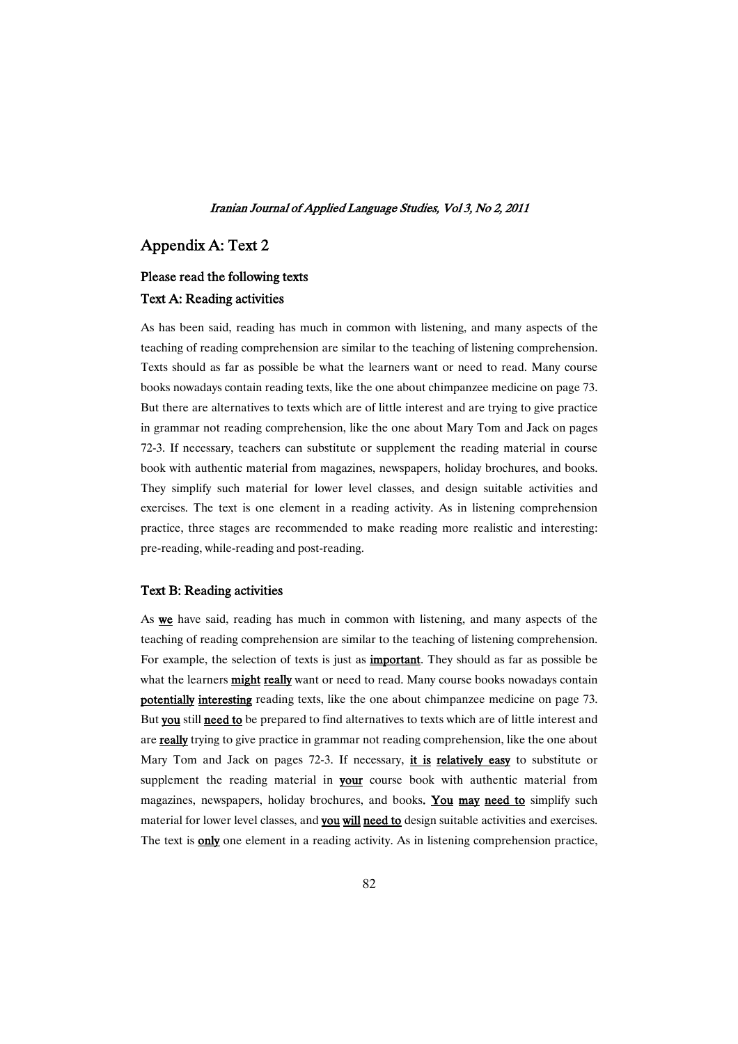## Appendix A: Text 2

### Please read the following texts

### Text A: Reading activities

As has been said, reading has much in common with listening, and many aspects of the teaching of reading comprehension are similar to the teaching of listening comprehension. Texts should as far as possible be what the learners want or need to read. Many course books nowadays contain reading texts, like the one about chimpanzee medicine on page 73. But there are alternatives to texts which are of little interest and are trying to give practice in grammar not reading comprehension, like the one about Mary Tom and Jack on pages 72-3. If necessary, teachers can substitute or supplement the reading material in course book with authentic material from magazines, newspapers, holiday brochures, and books. They simplify such material for lower level classes, and design suitable activities and exercises. The text is one element in a reading activity. As in listening comprehension practice, three stages are recommended to make reading more realistic and interesting: pre-reading, while-reading and post-reading.

### Text B: Reading activities

As <u>**we**</u> have said, reading has much in common with listening, and many aspects of the teaching of reading comprehension are similar to the teaching of listening comprehension. For example, the selection of texts is just as <u>**important**</u>. They should as far as possible be what the learners <u>**might**</u> <u>**really**</u> want or need to read. Many course books nowadays contain <u>**potentially**</u> <u>**interesting**</u> reading texts, like the one about chimpanzee medicine on page 73. But <u>**you**</u> still <u>**need to**</u> be prepared to find alternatives to texts which are of little interest and are <u>**really**</u> trying to give practice in grammar not reading comprehension, like the one about Mary Tom and Jack on pages 72-3. If necessary, <u>**it is**</u> <u>**relatively easy**</u> to substitute or supplement the reading material in <u>**your**</u> course book with authentic material from magazines, newspapers, holiday brochures, and books**.** <u>**You**</u> <u>**may**</u> <u>**need to**</u> simplify such material for lower level classes, and <u>**you**</u> <u>**will**</u> <u>**need to**</u> design suitable activities and exercises. The text is <u>**only**</u> one element in a reading activity. As in listening comprehension practice,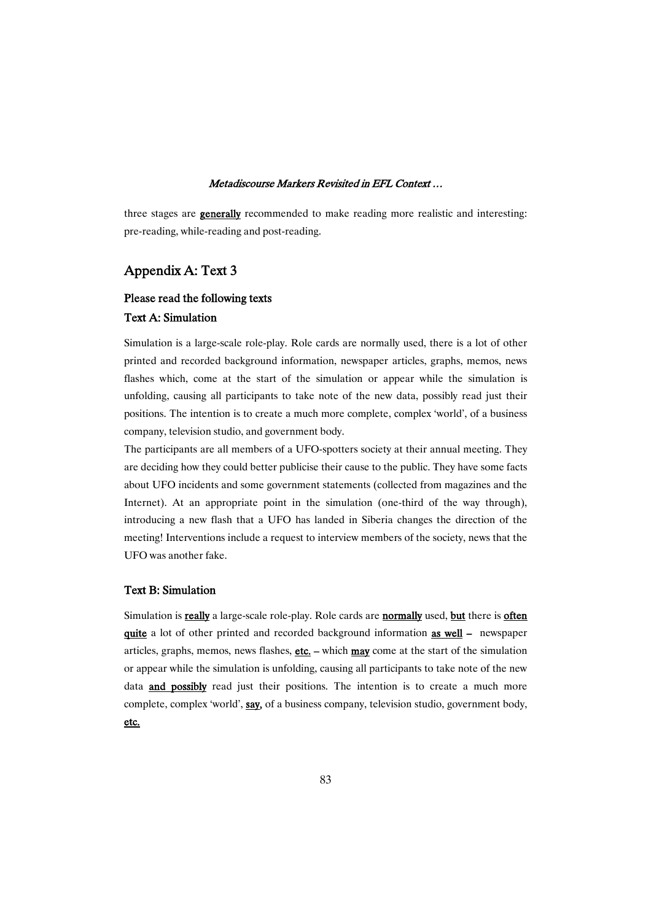three stages are **generally** recommended to make reading more realistic and interesting: pre-reading, while-reading and post-reading.

## Appendix A: Text 3

### Please read the following texts

### Text A: Simulation

Simulation is a large-scale role-play. Role cards are normally used, there is a lot of other printed and recorded background information, newspaper articles, graphs, memos, news flashes which, come at the start of the simulation or appear while the simulation is unfolding, causing all participants to take note of the new data, possibly read just their positions. The intention is to create a much more complete, complex 'world', of a business company, television studio, and government body.

The participants are all members of a UFO-spotters society at their annual meeting. They are deciding how they could better publicise their cause to the public. They have some facts about UFO incidents and some government statements (collected from magazines and the Internet). At an appropriate point in the simulation (one-third of the way through), introducing a new flash that a UFO has landed in Siberia changes the direction of the meeting! Interventions include a request to interview members of the society, news that the UFO was another fake.

### Text B: Simulation

Simulation is **really** a large-scale role-play. Role cards are **normally** used, **but** there is **often quite** a lot of other printed and recorded background information **as well** – newspaper articles, graphs, memos, news flashes, **etc.** – which **may** come at the start of the simulation or appear while the simulation is unfolding, causing all participants to take note of the new data **and possibly** read just their positions. The intention is to create a much more complete, complex 'world', **say,** of a business company, television studio, government body, **etc.**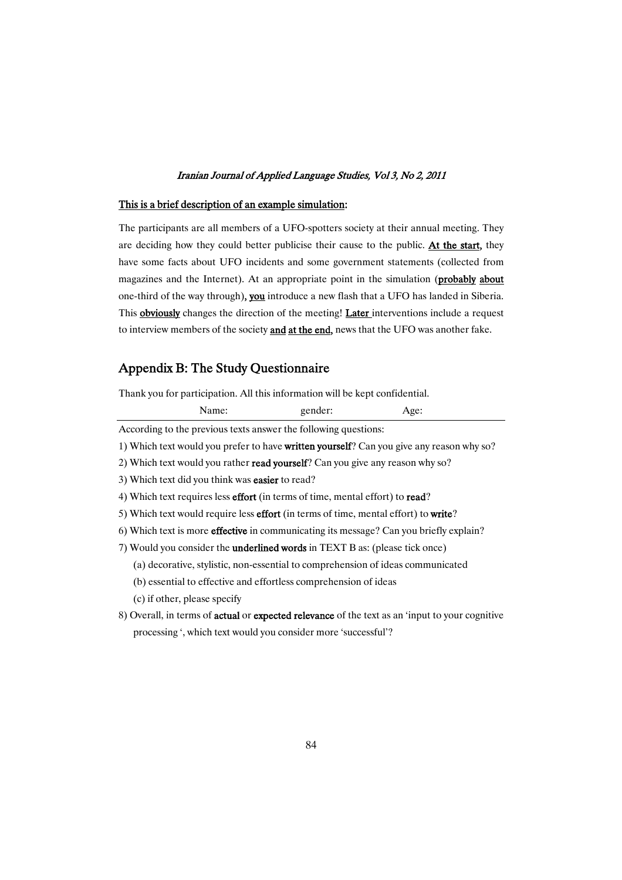This is a brief description of an example simulation:

The participants are all members of a UFO-spotters society at their annual meeting. They are deciding how they could better publicise their cause to the public. **At the start,** they have some facts about UFO incidents and some government statements (collected from magazines and the Internet). At an appropriate point in the simulation (**probably about** one-third of the way through), **you** introduce a new flash that a UFO has landed in Siberia. This **obviously** changes the direction of the meeting! **Later** interventions include a request to interview members of the society **and at the end,** news that the UFO was another fake.

## Appendix B: The Study Questionnaire

Thank you for participation. All this information will be kept confidential.

Name: gender: Age:

According to the previous texts answer the following questions:

1) Which text would you prefer to have **written yourself**? Can you give any reason why so?
2) Which text would you rather **read yourself**? Can you give any reason why so?
3) Which text did you think was **easier** to read?
4) Which text requires less **effort** (in terms of time, mental effort) to **read**?
5) Which text would require less **effort** (in terms of time, mental effort) to **write**?
6) Which text is more **effective** in communicating its message? Can you briefly explain?
7) Would you consider the **underlined words** in TEXT B as: (please tick once)
   - (a) decorative, stylistic, non-essential to comprehension of ideas communicated
   - (b) essential to effective and effortless comprehension of ideas
   - (c) if other, please specify
8) Overall, in terms of **actual** or **expected relevance** of the text as an 'input to your cognitive processing ', which text would you consider more 'successful'?